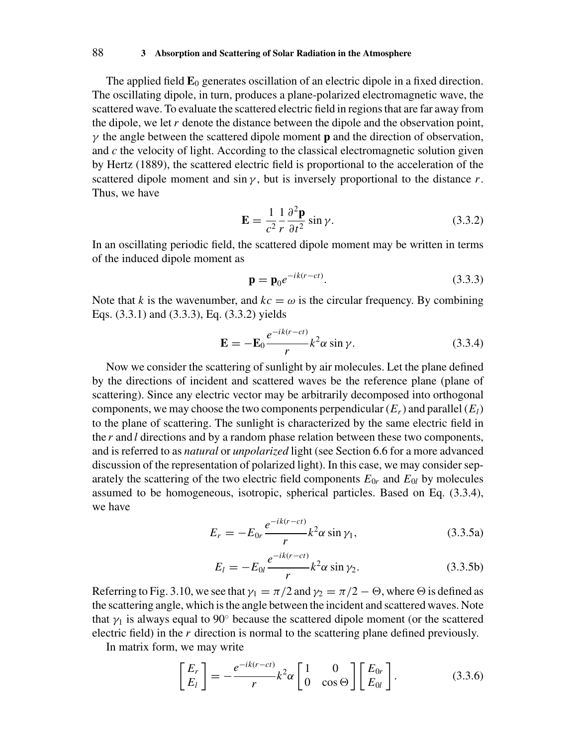The applied field $\mathbf{E}_0$ generates oscillation of an electric dipole in a fixed direction. The oscillating dipole, in turn, produces a plane-polarized electromagnetic wave, the scattered wave. To evaluate the scattered electric field in regions that are far away from the dipole, we let $r$ denote the distance between the dipole and the observation point, $\gamma$ the angle between the scattered dipole moment $\mathbf{p}$ and the direction of observation, and $c$ the velocity of light. According to the classical electromagnetic solution given by Hertz (1889), the scattered electric field is proportional to the acceleration of the scattered dipole moment and $\sin\gamma$, but is inversely proportional to the distance $r$. Thus, we have

$$\mathbf{E} = \frac{1}{c^2}\frac{1}{r}\frac{\partial^2 \mathbf{p}}{\partial t^2}\sin\gamma. \tag{3.3.2}$$

In an oscillating periodic field, the scattered dipole moment may be written in terms of the induced dipole moment as

$$\mathbf{p} = \mathbf{p}_0 e^{-ik(r-ct)}. \tag{3.3.3}$$

Note that $k$ is the wavenumber, and $kc = \omega$ is the circular frequency. By combining Eqs. (3.3.1) and (3.3.3), Eq. (3.3.2) yields

$$\mathbf{E} = -\mathbf{E}_0 \frac{e^{-ik(r-ct)}}{r} k^2 \alpha \sin\gamma. \tag{3.3.4}$$

Now we consider the scattering of sunlight by air molecules. Let the plane defined by the directions of incident and scattered waves be the reference plane (plane of scattering). Since any electric vector may be arbitrarily decomposed into orthogonal components, we may choose the two components perpendicular ($E_r$) and parallel ($E_l$) to the plane of scattering. The sunlight is characterized by the same electric field in the $r$ and $l$ directions and by a random phase relation between these two components, and is referred to as *natural* or *unpolarized* light (see Section 6.6 for a more advanced discussion of the representation of polarized light). In this case, we may consider separately the scattering of the two electric field components $E_{0r}$ and $E_{0l}$ by molecules assumed to be homogeneous, isotropic, spherical particles. Based on Eq. (3.3.4), we have

$$E_r = -E_{0r} \frac{e^{-ik(r-ct)}}{r} k^2 \alpha \sin\gamma_1, \tag{3.3.5a}$$

$$E_l = -E_{0l} \frac{e^{-ik(r-ct)}}{r} k^2 \alpha \sin\gamma_2. \tag{3.3.5b}$$

Referring to Fig. 3.10, we see that $\gamma_1 = \pi/2$ and $\gamma_2 = \pi/2 - \Theta$, where $\Theta$ is defined as the scattering angle, which is the angle between the incident and scattered waves. Note that $\gamma_1$ is always equal to $90^\circ$ because the scattered dipole moment (or the scattered electric field) in the $r$ direction is normal to the scattering plane defined previously.

In matrix form, we may write

$$\begin{bmatrix} E_r \\ E_l \end{bmatrix} = -\frac{e^{-ik(r-ct)}}{r} k^2 \alpha \begin{bmatrix} 1 & 0 \\ 0 & \cos\Theta \end{bmatrix} \begin{bmatrix} E_{0r} \\ E_{0l} \end{bmatrix}. \tag{3.3.6}$$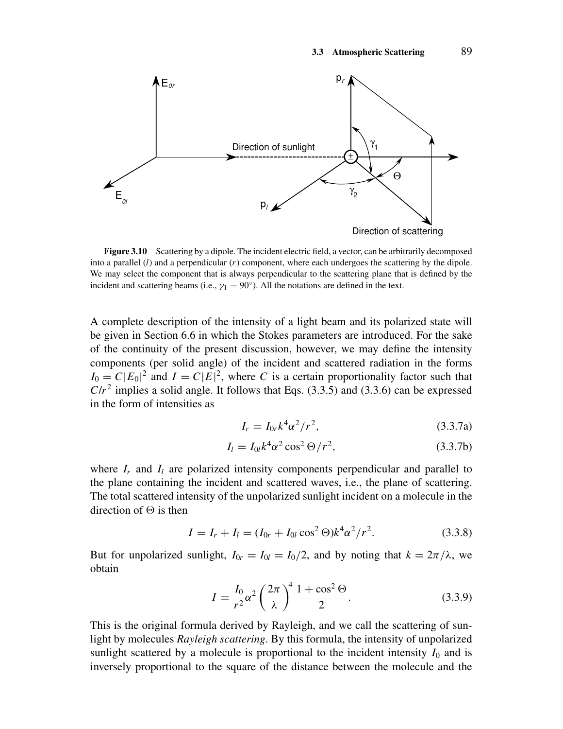**Figure 3.10** Scattering by a dipole. The incident electric field, a vector, can be arbitrarily decomposed into a parallel ($l$) and a perpendicular ($r$) component, where each undergoes the scattering by the dipole. We may select the component that is always perpendicular to the scattering plane that is defined by the incident and scattering beams (i.e., $\gamma_1 = 90^\circ$). All the notations are defined in the text.

A complete description of the intensity of a light beam and its polarized state will be given in Section 6.6 in which the Stokes parameters are introduced. For the sake of the continuity of the present discussion, however, we may define the intensity components (per solid angle) of the incident and scattered radiation in the forms $I_0 = C|E_0|^2$ and $I = C|E|^2$, where $C$ is a certain proportionality factor such that $C/r^2$ implies a solid angle. It follows that Eqs. (3.3.5) and (3.3.6) can be expressed in the form of intensities as

$$I_r = I_{0r} k^4 \alpha^2 / r^2, \tag{3.3.7a}$$

$$I_l = I_{0l} k^4 \alpha^2 \cos^2 \Theta / r^2, \tag{3.3.7b}$$

where $I_r$ and $I_l$ are polarized intensity components perpendicular and parallel to the plane containing the incident and scattered waves, i.e., the plane of scattering. The total scattered intensity of the unpolarized sunlight incident on a molecule in the direction of $\Theta$ is then

$$I = I_r + I_l = (I_{0r} + I_{0l} \cos^2 \Theta) k^4 \alpha^2 / r^2. \tag{3.3.8}$$

But for unpolarized sunlight, $I_{0r} = I_{0l} = I_0/2$, and by noting that $k = 2\pi/\lambda$, we obtain

$$I = \frac{I_0}{r^2} \alpha^2 \left( \frac{2\pi}{\lambda} \right)^4 \frac{1 + \cos^2 \Theta}{2}. \tag{3.3.9}$$

This is the original formula derived by Rayleigh, and we call the scattering of sunlight by molecules *Rayleigh scattering*. By this formula, the intensity of unpolarized sunlight scattered by a molecule is proportional to the incident intensity $I_0$ and is inversely proportional to the square of the distance between the molecule and the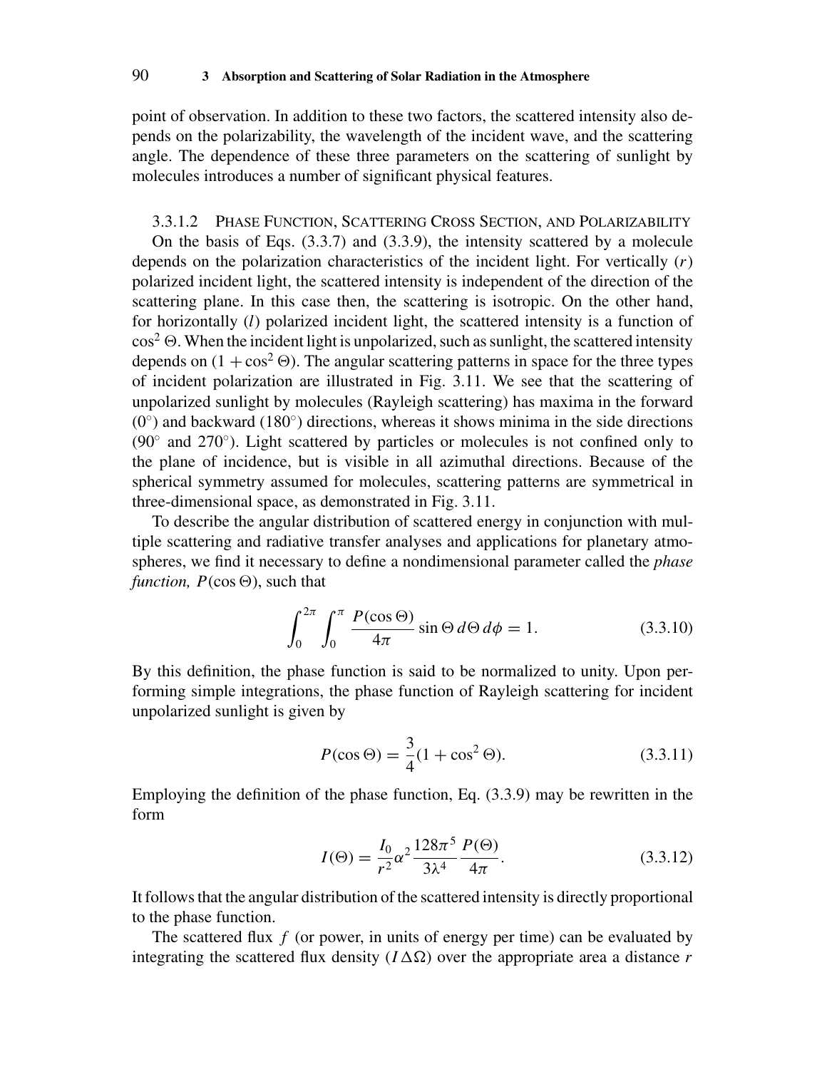point of observation. In addition to these two factors, the scattered intensity also depends on the polarizability, the wavelength of the incident wave, and the scattering angle. The dependence of these three parameters on the scattering of sunlight by molecules introduces a number of significant physical features.

#### 3.3.1.2 Phase Function, Scattering Cross Section, and Polarizability

On the basis of Eqs. (3.3.7) and (3.3.9), the intensity scattered by a molecule depends on the polarization characteristics of the incident light. For vertically ($r$) polarized incident light, the scattered intensity is independent of the direction of the scattering plane. In this case then, the scattering is isotropic. On the other hand, for horizontally ($l$) polarized incident light, the scattered intensity is a function of $\cos^2 \Theta$. When the incident light is unpolarized, such as sunlight, the scattered intensity depends on $(1 + \cos^2 \Theta)$. The angular scattering patterns in space for the three types of incident polarization are illustrated in Fig. 3.11. We see that the scattering of unpolarized sunlight by molecules (Rayleigh scattering) has maxima in the forward ($0^\circ$) and backward ($180^\circ$) directions, whereas it shows minima in the side directions ($90^\circ$ and $270^\circ$). Light scattered by particles or molecules is not confined only to the plane of incidence, but is visible in all azimuthal directions. Because of the spherical symmetry assumed for molecules, scattering patterns are symmetrical in three-dimensional space, as demonstrated in Fig. 3.11.

To describe the angular distribution of scattered energy in conjunction with multiple scattering and radiative transfer analyses and applications for planetary atmospheres, we find it necessary to define a nondimensional parameter called the *phase function,* $P(\cos \Theta)$, such that

$$\int_0^{2\pi} \int_0^{\pi} \frac{P(\cos \Theta)}{4\pi} \sin \Theta \, d\Theta \, d\phi = 1. \tag{3.3.10}$$

By this definition, the phase function is said to be normalized to unity. Upon performing simple integrations, the phase function of Rayleigh scattering for incident unpolarized sunlight is given by

$$P(\cos \Theta) = \frac{3}{4}(1 + \cos^2 \Theta). \tag{3.3.11}$$

Employing the definition of the phase function, Eq. (3.3.9) may be rewritten in the form

$$I(\Theta) = \frac{I_0}{r^2} \alpha^2 \frac{128\pi^5}{3\lambda^4} \frac{P(\Theta)}{4\pi}. \tag{3.3.12}$$

It follows that the angular distribution of the scattered intensity is directly proportional to the phase function.

The scattered flux $f$ (or power, in units of energy per time) can be evaluated by integrating the scattered flux density ($I \Delta\Omega$) over the appropriate area a distance $r$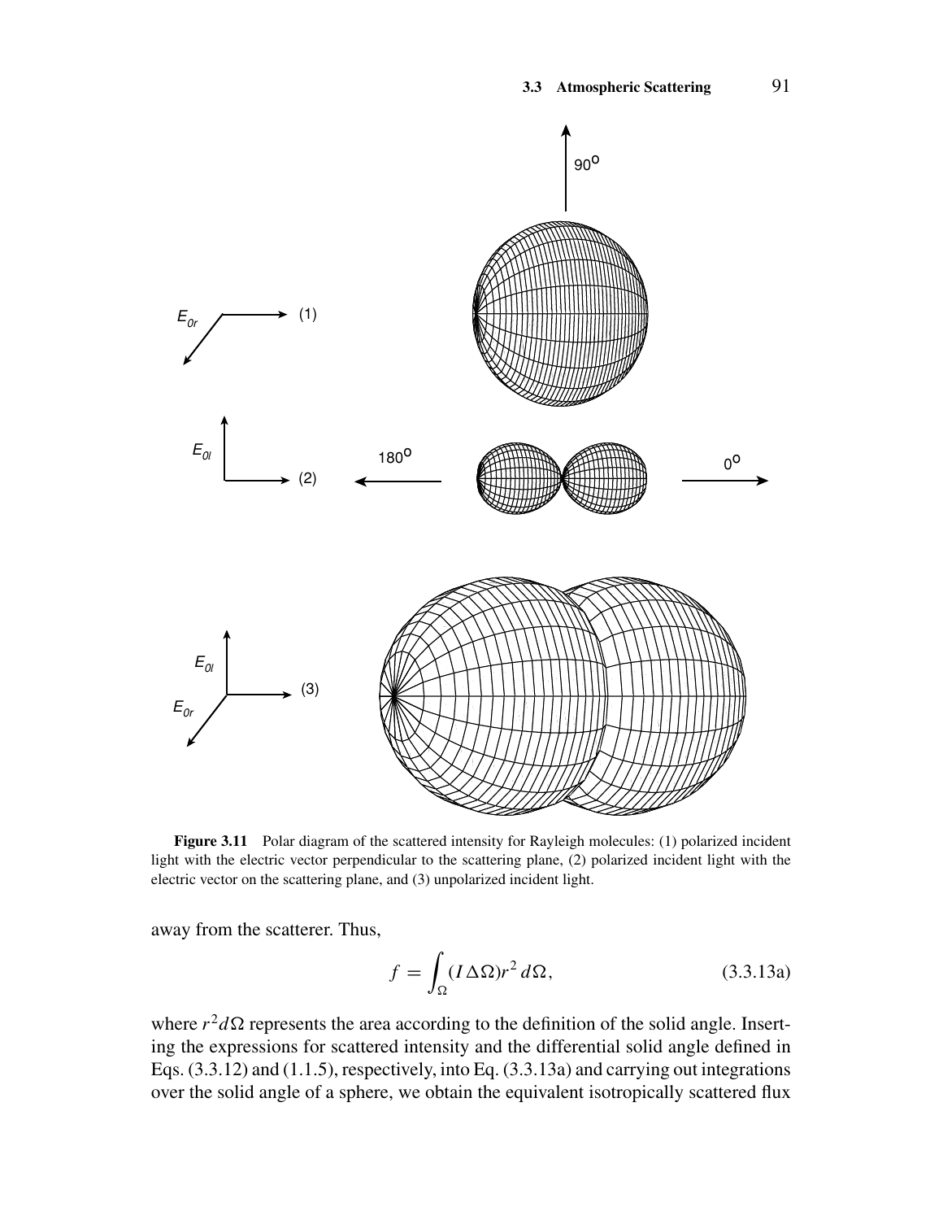**Figure 3.11** Polar diagram of the scattered intensity for Rayleigh molecules: (1) polarized incident light with the electric vector perpendicular to the scattering plane, (2) polarized incident light with the electric vector on the scattering plane, and (3) unpolarized incident light.

away from the scatterer. Thus,

$$f = \int_{\Omega} (I \Delta\Omega) r^2 \, d\Omega, \tag{3.3.13a}$$

where $r^2 d\Omega$ represents the area according to the definition of the solid angle. Inserting the expressions for scattered intensity and the differential solid angle defined in Eqs. (3.3.12) and (1.1.5), respectively, into Eq. (3.3.13a) and carrying out integrations over the solid angle of a sphere, we obtain the equivalent isotropically scattered flux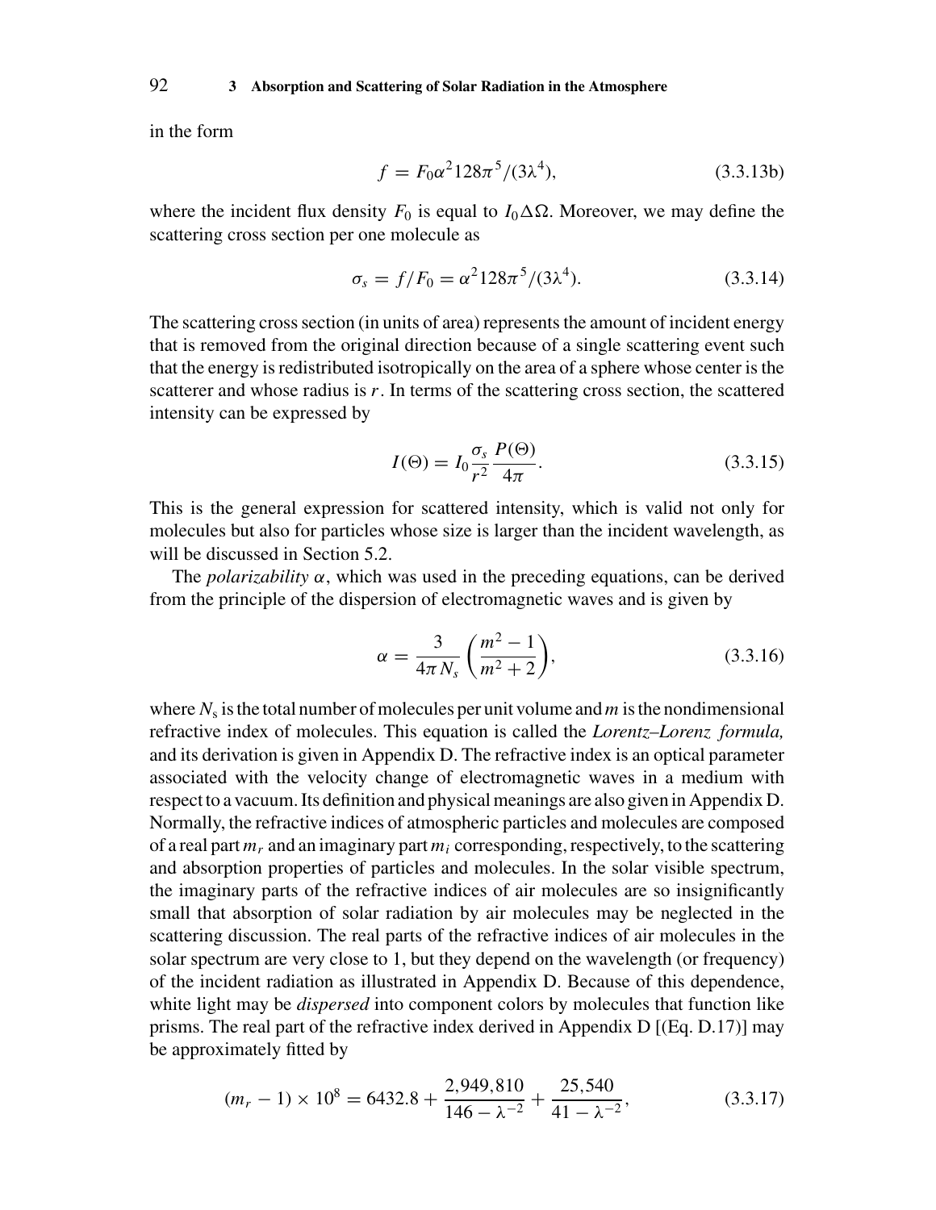in the form

$$f = F_0 \alpha^2 128\pi^5/(3\lambda^4), \tag{3.3.13b}$$

where the incident flux density $F_0$ is equal to $I_0 \Delta\Omega$. Moreover, we may define the scattering cross section per one molecule as

$$\sigma_s = f/F_0 = \alpha^2 128\pi^5/(3\lambda^4). \tag{3.3.14}$$

The scattering cross section (in units of area) represents the amount of incident energy that is removed from the original direction because of a single scattering event such that the energy is redistributed isotropically on the area of a sphere whose center is the scatterer and whose radius is $r$. In terms of the scattering cross section, the scattered intensity can be expressed by

$$I(\Theta) = I_0 \frac{\sigma_s}{r^2} \frac{P(\Theta)}{4\pi}. \tag{3.3.15}$$

This is the general expression for scattered intensity, which is valid not only for molecules but also for particles whose size is larger than the incident wavelength, as will be discussed in Section 5.2.

The *polarizability* $\alpha$, which was used in the preceding equations, can be derived from the principle of the dispersion of electromagnetic waves and is given by

$$\alpha = \frac{3}{4\pi N_s} \left( \frac{m^2 - 1}{m^2 + 2} \right), \tag{3.3.16}$$

where $N_s$ is the total number of molecules per unit volume and $m$ is the nondimensional refractive index of molecules. This equation is called the *Lorentz–Lorenz formula,* and its derivation is given in Appendix D. The refractive index is an optical parameter associated with the velocity change of electromagnetic waves in a medium with respect to a vacuum. Its definition and physical meanings are also given in Appendix D. Normally, the refractive indices of atmospheric particles and molecules are composed of a real part $m_r$ and an imaginary part $m_i$ corresponding, respectively, to the scattering and absorption properties of particles and molecules. In the solar visible spectrum, the imaginary parts of the refractive indices of air molecules are so insignificantly small that absorption of solar radiation by air molecules may be neglected in the scattering discussion. The real parts of the refractive indices of air molecules in the solar spectrum are very close to 1, but they depend on the wavelength (or frequency) of the incident radiation as illustrated in Appendix D. Because of this dependence, white light may be *dispersed* into component colors by molecules that function like prisms. The real part of the refractive index derived in Appendix D [(Eq. D.17)] may be approximately fitted by

$$(m_r - 1) \times 10^8 = 6432.8 + \frac{2{,}949{,}810}{146 - \lambda^{-2}} + \frac{25{,}540}{41 - \lambda^{-2}}, \tag{3.3.17}$$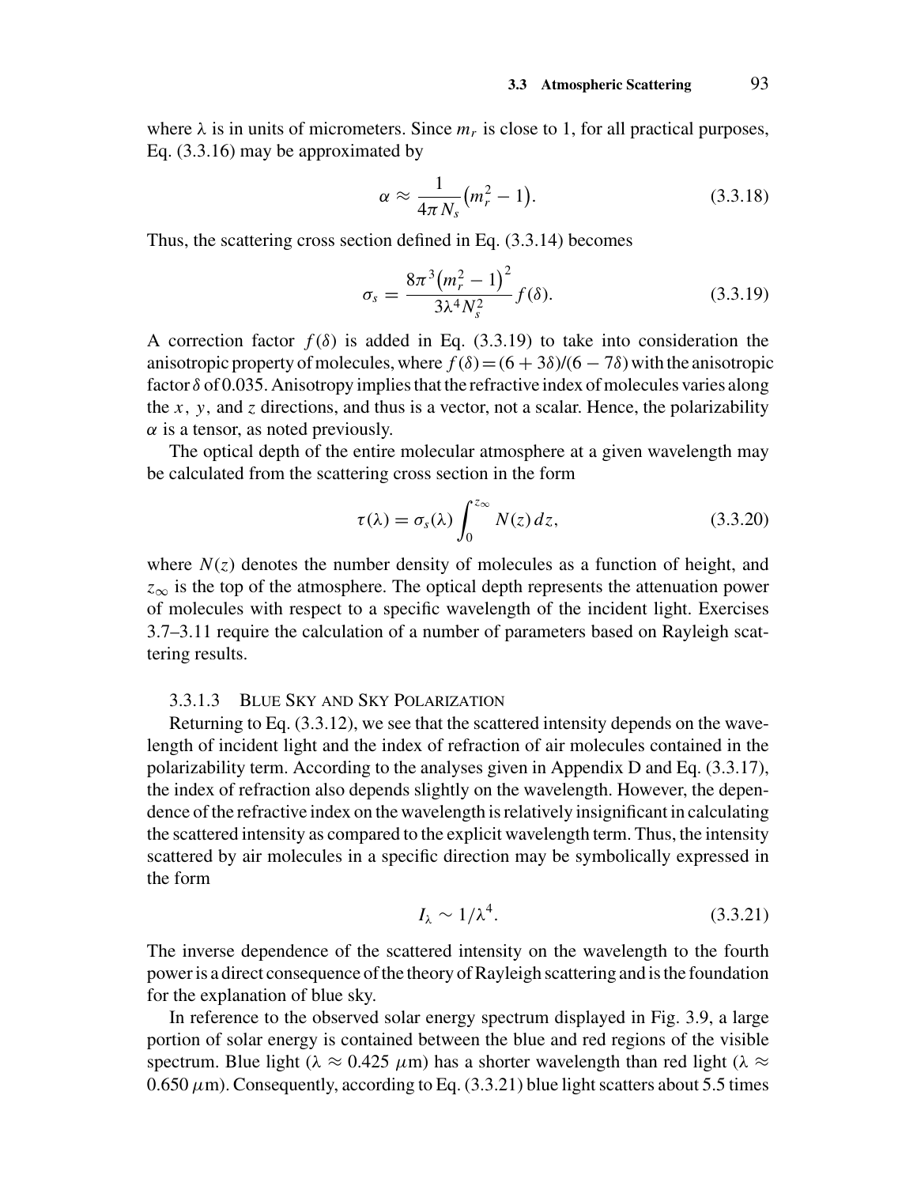where $\lambda$ is in units of micrometers. Since $m_r$ is close to 1, for all practical purposes, Eq. (3.3.16) may be approximated by

$$\alpha \approx \frac{1}{4\pi N_s}\left(m_r^2 - 1\right). \tag{3.3.18}$$

Thus, the scattering cross section defined in Eq. (3.3.14) becomes

$$\sigma_s = \frac{8\pi^3\left(m_r^2 - 1\right)^2}{3\lambda^4 N_s^2} f(\delta). \tag{3.3.19}$$

A correction factor $f(\delta)$ is added in Eq. (3.3.19) to take into consideration the anisotropic property of molecules, where $f(\delta) = (6 + 3\delta)/(6 - 7\delta)$ with the anisotropic factor $\delta$ of 0.035. Anisotropy implies that the refractive index of molecules varies along the $x$, $y$, and $z$ directions, and thus is a vector, not a scalar. Hence, the polarizability $\alpha$ is a tensor, as noted previously.

The optical depth of the entire molecular atmosphere at a given wavelength may be calculated from the scattering cross section in the form

$$\tau(\lambda) = \sigma_s(\lambda) \int_0^{z_\infty} N(z)\, dz, \tag{3.3.20}$$

where $N(z)$ denotes the number density of molecules as a function of height, and $z_\infty$ is the top of the atmosphere. The optical depth represents the attenuation power of molecules with respect to a specific wavelength of the incident light. Exercises 3.7–3.11 require the calculation of a number of parameters based on Rayleigh scattering results.

#### 3.3.1.3 Blue Sky and Sky Polarization

Returning to Eq. (3.3.12), we see that the scattered intensity depends on the wavelength of incident light and the index of refraction of air molecules contained in the polarizability term. According to the analyses given in Appendix D and Eq. (3.3.17), the index of refraction also depends slightly on the wavelength. However, the dependence of the refractive index on the wavelength is relatively insignificant in calculating the scattered intensity as compared to the explicit wavelength term. Thus, the intensity scattered by air molecules in a specific direction may be symbolically expressed in the form

$$I_\lambda \sim 1/\lambda^4. \tag{3.3.21}$$

The inverse dependence of the scattered intensity on the wavelength to the fourth power is a direct consequence of the theory of Rayleigh scattering and is the foundation for the explanation of blue sky.

In reference to the observed solar energy spectrum displayed in Fig. 3.9, a large portion of solar energy is contained between the blue and red regions of the visible spectrum. Blue light ($\lambda \approx 0.425\ \mu$m) has a shorter wavelength than red light ($\lambda \approx 0.650\ \mu$m). Consequently, according to Eq. (3.3.21) blue light scatters about 5.5 times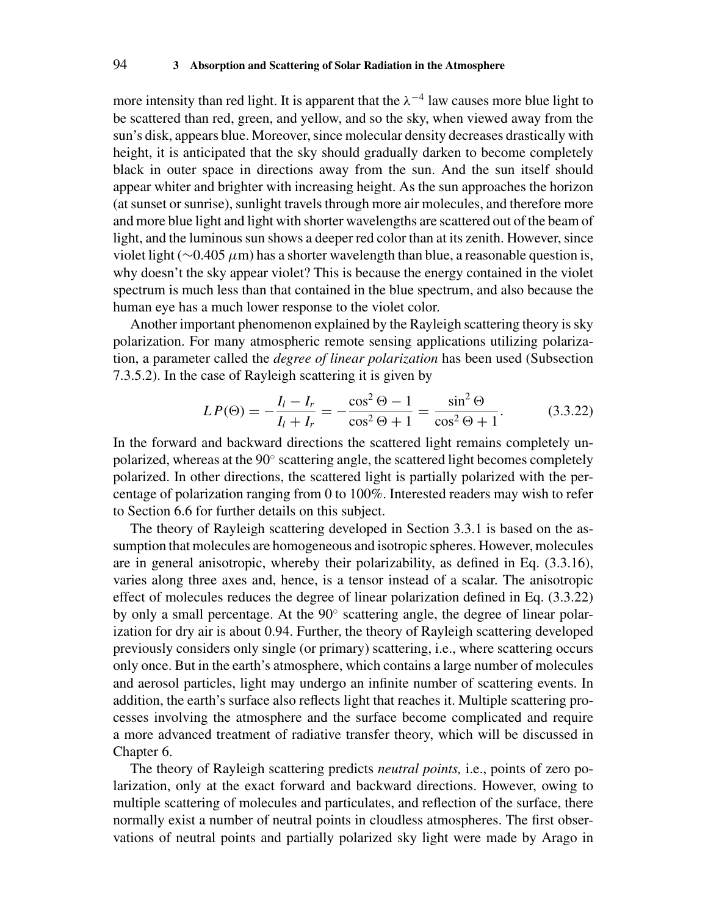more intensity than red light. It is apparent that the $\lambda^{-4}$ law causes more blue light to be scattered than red, green, and yellow, and so the sky, when viewed away from the sun's disk, appears blue. Moreover, since molecular density decreases drastically with height, it is anticipated that the sky should gradually darken to become completely black in outer space in directions away from the sun. And the sun itself should appear whiter and brighter with increasing height. As the sun approaches the horizon (at sunset or sunrise), sunlight travels through more air molecules, and therefore more and more blue light and light with shorter wavelengths are scattered out of the beam of light, and the luminous sun shows a deeper red color than at its zenith. However, since violet light ($\sim$0.405 $\mu$m) has a shorter wavelength than blue, a reasonable question is, why doesn't the sky appear violet? This is because the energy contained in the violet spectrum is much less than that contained in the blue spectrum, and also because the human eye has a much lower response to the violet color.

Another important phenomenon explained by the Rayleigh scattering theory is sky polarization. For many atmospheric remote sensing applications utilizing polarization, a parameter called the *degree of linear polarization* has been used (Subsection 7.3.5.2). In the case of Rayleigh scattering it is given by

$$LP(\Theta) = -\frac{I_l - I_r}{I_l + I_r} = -\frac{\cos^2\Theta - 1}{\cos^2\Theta + 1} = \frac{\sin^2\Theta}{\cos^2\Theta + 1}. \tag{3.3.22}$$

In the forward and backward directions the scattered light remains completely unpolarized, whereas at the 90° scattering angle, the scattered light becomes completely polarized. In other directions, the scattered light is partially polarized with the percentage of polarization ranging from 0 to 100%. Interested readers may wish to refer to Section 6.6 for further details on this subject.

The theory of Rayleigh scattering developed in Section 3.3.1 is based on the assumption that molecules are homogeneous and isotropic spheres. However, molecules are in general anisotropic, whereby their polarizability, as defined in Eq. (3.3.16), varies along three axes and, hence, is a tensor instead of a scalar. The anisotropic effect of molecules reduces the degree of linear polarization defined in Eq. (3.3.22) by only a small percentage. At the 90° scattering angle, the degree of linear polarization for dry air is about 0.94. Further, the theory of Rayleigh scattering developed previously considers only single (or primary) scattering, i.e., where scattering occurs only once. But in the earth's atmosphere, which contains a large number of molecules and aerosol particles, light may undergo an infinite number of scattering events. In addition, the earth's surface also reflects light that reaches it. Multiple scattering processes involving the atmosphere and the surface become complicated and require a more advanced treatment of radiative transfer theory, which will be discussed in Chapter 6.

The theory of Rayleigh scattering predicts *neutral points,* i.e., points of zero polarization, only at the exact forward and backward directions. However, owing to multiple scattering of molecules and particulates, and reflection of the surface, there normally exist a number of neutral points in cloudless atmospheres. The first observations of neutral points and partially polarized sky light were made by Arago in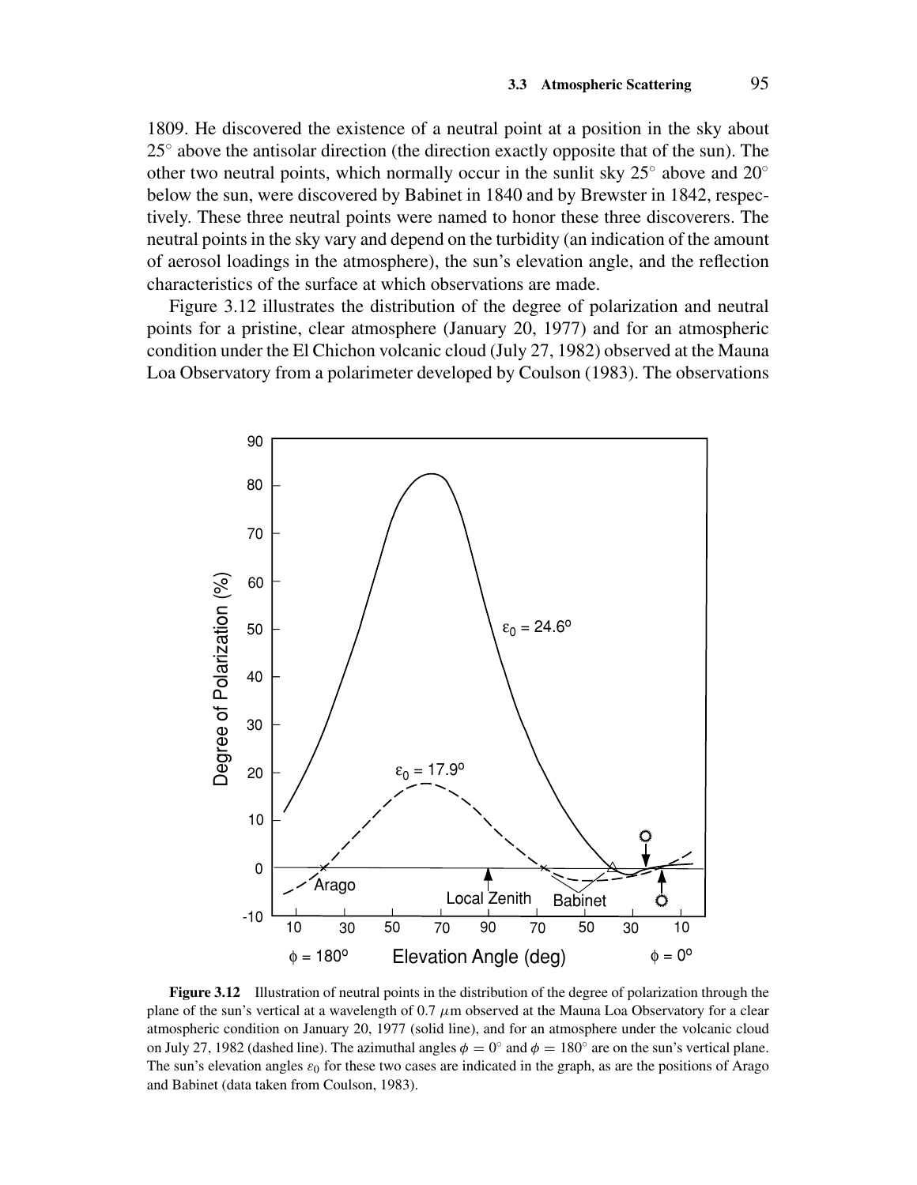1809. He discovered the existence of a neutral point at a position in the sky about 25° above the antisolar direction (the direction exactly opposite that of the sun). The other two neutral points, which normally occur in the sunlit sky 25° above and 20° below the sun, were discovered by Babinet in 1840 and by Brewster in 1842, respectively. These three neutral points were named to honor these three discoverers. The neutral points in the sky vary and depend on the turbidity (an indication of the amount of aerosol loadings in the atmosphere), the sun's elevation angle, and the reflection characteristics of the surface at which observations are made.

Figure 3.12 illustrates the distribution of the degree of polarization and neutral points for a pristine, clear atmosphere (January 20, 1977) and for an atmospheric condition under the El Chichon volcanic cloud (July 27, 1982) observed at the Mauna Loa Observatory from a polarimeter developed by Coulson (1983). The observations

**Figure 3.12** Illustration of neutral points in the distribution of the degree of polarization through the plane of the sun's vertical at a wavelength of 0.7 $\mu$m observed at the Mauna Loa Observatory for a clear atmospheric condition on January 20, 1977 (solid line), and for an atmosphere under the volcanic cloud on July 27, 1982 (dashed line). The azimuthal angles $\phi = 0°$ and $\phi = 180°$ are on the sun's vertical plane. The sun's elevation angles $\varepsilon_0$ for these two cases are indicated in the graph, as are the positions of Arago and Babinet (data taken from Coulson, 1983).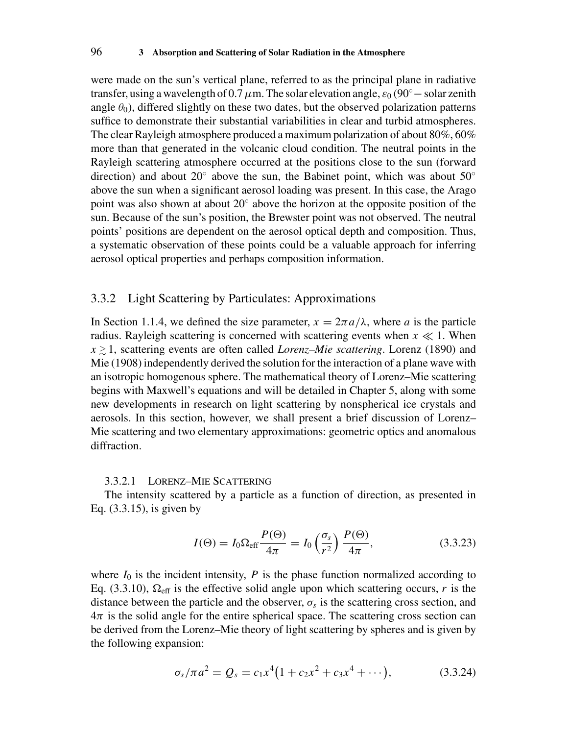were made on the sun's vertical plane, referred to as the principal plane in radiative transfer, using a wavelength of 0.7 $\mu$m. The solar elevation angle, $\varepsilon_0$ (90° − solar zenith angle $\theta_0$), differed slightly on these two dates, but the observed polarization patterns suffice to demonstrate their substantial variabilities in clear and turbid atmospheres. The clear Rayleigh atmosphere produced a maximum polarization of about 80%, 60% more than that generated in the volcanic cloud condition. The neutral points in the Rayleigh scattering atmosphere occurred at the positions close to the sun (forward direction) and about 20° above the sun, the Babinet point, which was about 50° above the sun when a significant aerosol loading was present. In this case, the Arago point was also shown at about 20° above the horizon at the opposite position of the sun. Because of the sun's position, the Brewster point was not observed. The neutral points' positions are dependent on the aerosol optical depth and composition. Thus, a systematic observation of these points could be a valuable approach for inferring aerosol optical properties and perhaps composition information.

### 3.3.2 Light Scattering by Particulates: Approximations

In Section 1.1.4, we defined the size parameter, $x = 2\pi a/\lambda$, where $a$ is the particle radius. Rayleigh scattering is concerned with scattering events when $x \ll 1$. When $x \gtrsim 1$, scattering events are often called *Lorenz–Mie scattering*. Lorenz (1890) and Mie (1908) independently derived the solution for the interaction of a plane wave with an isotropic homogenous sphere. The mathematical theory of Lorenz–Mie scattering begins with Maxwell's equations and will be detailed in Chapter 5, along with some new developments in research on light scattering by nonspherical ice crystals and aerosols. In this section, however, we shall present a brief discussion of Lorenz–Mie scattering and two elementary approximations: geometric optics and anomalous diffraction.

#### 3.3.2.1 Lorenz–Mie Scattering

The intensity scattered by a particle as a function of direction, as presented in Eq. (3.3.15), is given by

$$I(\Theta) = I_0 \Omega_{\text{eff}} \frac{P(\Theta)}{4\pi} = I_0 \left(\frac{\sigma_s}{r^2}\right) \frac{P(\Theta)}{4\pi}, \tag{3.3.23}$$

where $I_0$ is the incident intensity, $P$ is the phase function normalized according to Eq. (3.3.10), $\Omega_{\text{eff}}$ is the effective solid angle upon which scattering occurs, $r$ is the distance between the particle and the observer, $\sigma_s$ is the scattering cross section, and $4\pi$ is the solid angle for the entire spherical space. The scattering cross section can be derived from the Lorenz–Mie theory of light scattering by spheres and is given by the following expansion:

$$\sigma_s/\pi a^2 = Q_s = c_1 x^4 \left(1 + c_2 x^2 + c_3 x^4 + \cdots\right), \tag{3.3.24}$$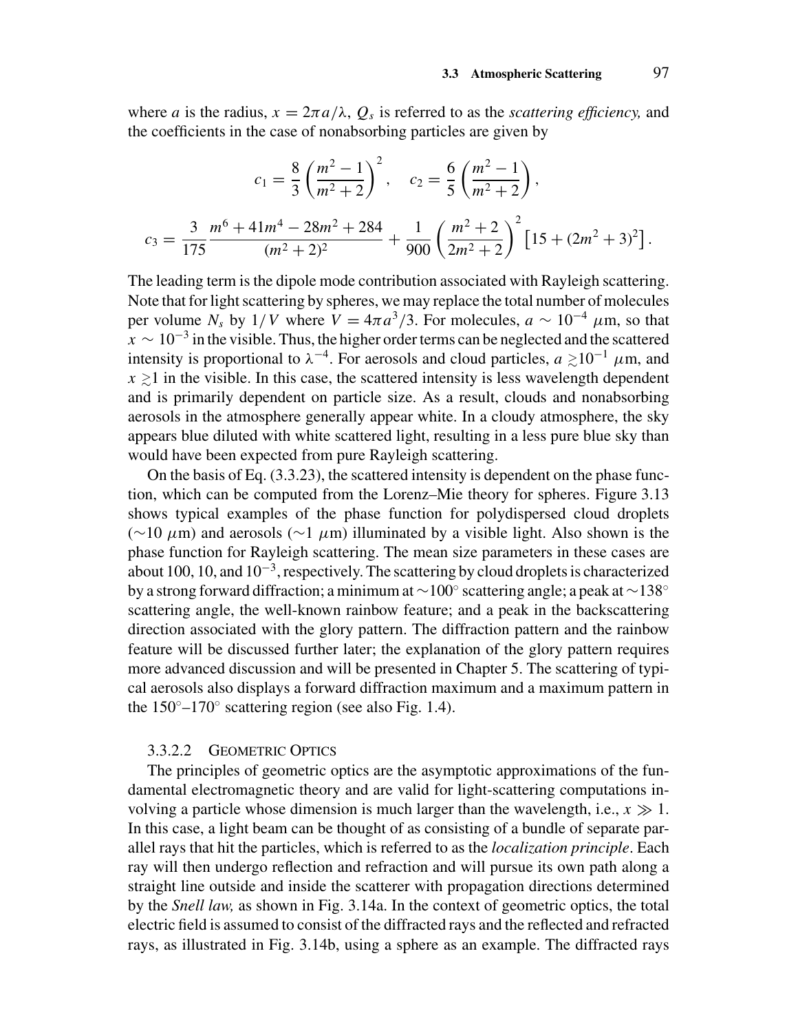where $a$ is the radius, $x = 2\pi a/\lambda$, $Q_s$ is referred to as the *scattering efficiency,* and the coefficients in the case of nonabsorbing particles are given by

$$c_1 = \frac{8}{3}\left(\frac{m^2-1}{m^2+2}\right)^2, \quad c_2 = \frac{6}{5}\left(\frac{m^2-1}{m^2+2}\right),$$

$$c_3 = \frac{3}{175}\frac{m^6+41m^4-28m^2+284}{(m^2+2)^2} + \frac{1}{900}\left(\frac{m^2+2}{2m^2+2}\right)^2\left[15+(2m^2+3)^2\right].$$

The leading term is the dipole mode contribution associated with Rayleigh scattering. Note that for light scattering by spheres, we may replace the total number of molecules per volume $N_s$ by $1/V$ where $V = 4\pi a^3/3$. For molecules, $a \sim 10^{-4}$ $\mu$m, so that $x \sim 10^{-3}$ in the visible. Thus, the higher order terms can be neglected and the scattered intensity is proportional to $\lambda^{-4}$. For aerosols and cloud particles, $a \gtrsim 10^{-1}$ $\mu$m, and $x \gtrsim 1$ in the visible. In this case, the scattered intensity is less wavelength dependent and is primarily dependent on particle size. As a result, clouds and nonabsorbing aerosols in the atmosphere generally appear white. In a cloudy atmosphere, the sky appears blue diluted with white scattered light, resulting in a less pure blue sky than would have been expected from pure Rayleigh scattering.

On the basis of Eq. (3.3.23), the scattered intensity is dependent on the phase function, which can be computed from the Lorenz–Mie theory for spheres. Figure 3.13 shows typical examples of the phase function for polydispersed cloud droplets ($\sim$10 $\mu$m) and aerosols ($\sim$1 $\mu$m) illuminated by a visible light. Also shown is the phase function for Rayleigh scattering. The mean size parameters in these cases are about 100, 10, and $10^{-3}$, respectively. The scattering by cloud droplets is characterized by a strong forward diffraction; a minimum at $\sim 100^\circ$ scattering angle; a peak at $\sim 138^\circ$ scattering angle, the well-known rainbow feature; and a peak in the backscattering direction associated with the glory pattern. The diffraction pattern and the rainbow feature will be discussed further later; the explanation of the glory pattern requires more advanced discussion and will be presented in Chapter 5. The scattering of typical aerosols also displays a forward diffraction maximum and a maximum pattern in the $150^\circ$–$170^\circ$ scattering region (see also Fig. 1.4).

### 3.3.2.2 Geometric Optics

The principles of geometric optics are the asymptotic approximations of the fundamental electromagnetic theory and are valid for light-scattering computations involving a particle whose dimension is much larger than the wavelength, i.e., $x \gg 1$. In this case, a light beam can be thought of as consisting of a bundle of separate parallel rays that hit the particles, which is referred to as the *localization principle*. Each ray will then undergo reflection and refraction and will pursue its own path along a straight line outside and inside the scatterer with propagation directions determined by the *Snell law,* as shown in Fig. 3.14a. In the context of geometric optics, the total electric field is assumed to consist of the diffracted rays and the reflected and refracted rays, as illustrated in Fig. 3.14b, using a sphere as an example. The diffracted rays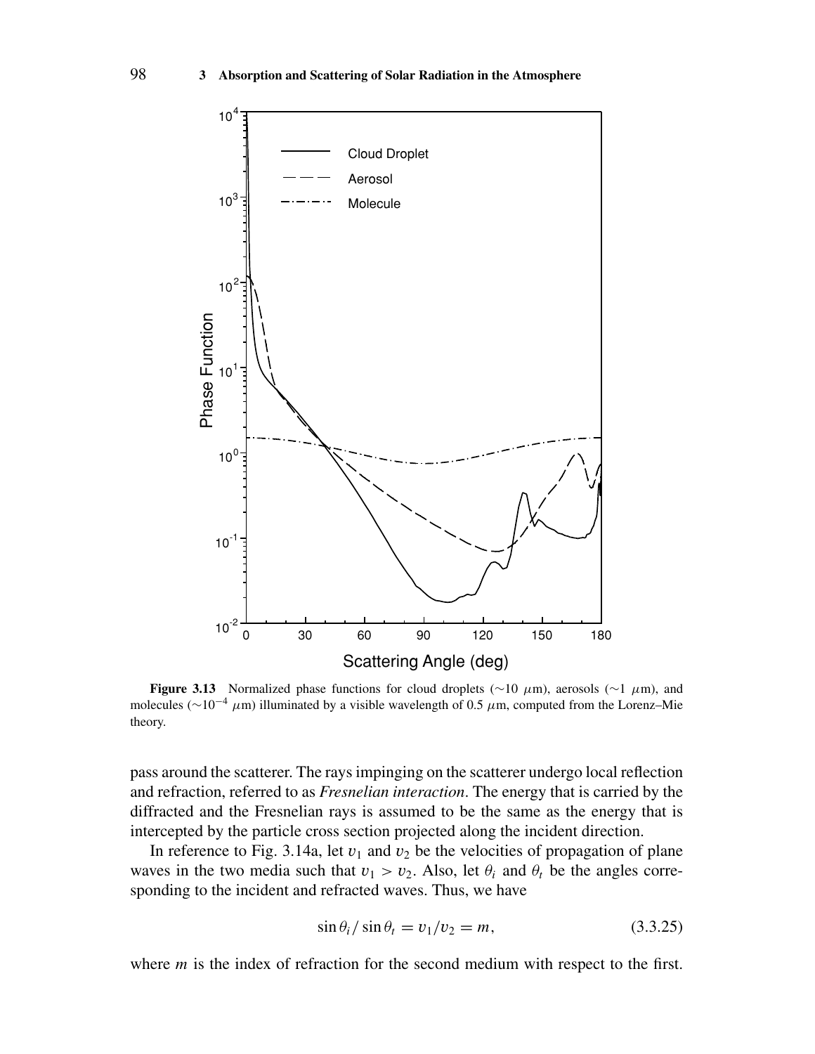**Figure 3.13** Normalized phase functions for cloud droplets ($\sim$10 $\mu$m), aerosols ($\sim$1 $\mu$m), and molecules ($\sim$$10^{-4}$ $\mu$m) illuminated by a visible wavelength of 0.5 $\mu$m, computed from the Lorenz–Mie theory.

pass around the scatterer. The rays impinging on the scatterer undergo local reflection and refraction, referred to as *Fresnelian interaction*. The energy that is carried by the diffracted and the Fresnelian rays is assumed to be the same as the energy that is intercepted by the particle cross section projected along the incident direction.

In reference to Fig. 3.14a, let $v_1$ and $v_2$ be the velocities of propagation of plane waves in the two media such that $v_1 > v_2$. Also, let $\theta_i$ and $\theta_t$ be the angles corresponding to the incident and refracted waves. Thus, we have

$$\sin\theta_i / \sin\theta_t = v_1/v_2 = m, \tag{3.3.25}$$

where $m$ is the index of refraction for the second medium with respect to the first.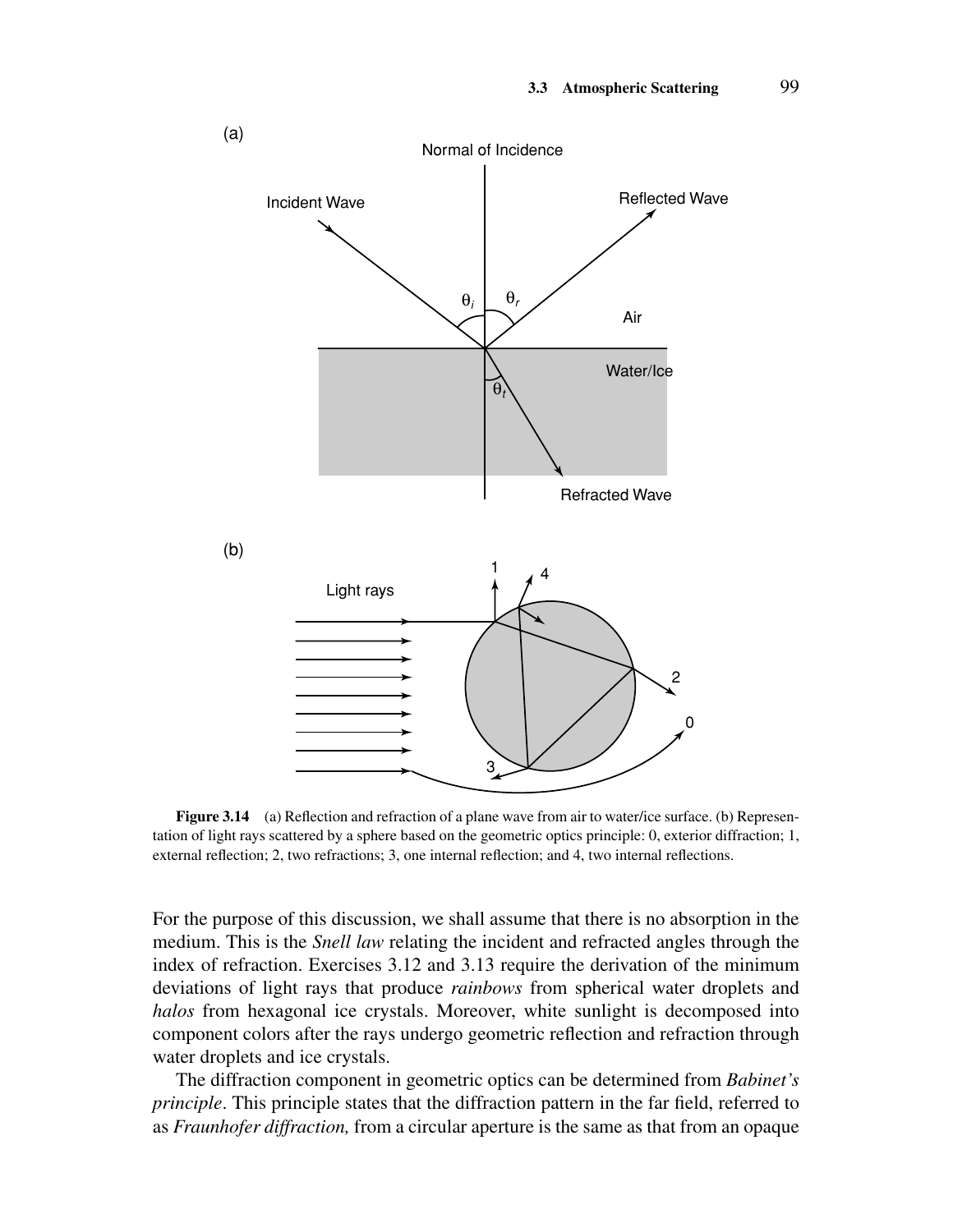**Figure 3.14** (a) Reflection and refraction of a plane wave from air to water/ice surface. (b) Representation of light rays scattered by a sphere based on the geometric optics principle: 0, exterior diffraction; 1, external reflection; 2, two refractions; 3, one internal reflection; and 4, two internal reflections.

For the purpose of this discussion, we shall assume that there is no absorption in the medium. This is the *Snell law* relating the incident and refracted angles through the index of refraction. Exercises 3.12 and 3.13 require the derivation of the minimum deviations of light rays that produce *rainbows* from spherical water droplets and *halos* from hexagonal ice crystals. Moreover, white sunlight is decomposed into component colors after the rays undergo geometric reflection and refraction through water droplets and ice crystals.

The diffraction component in geometric optics can be determined from *Babinet's principle*. This principle states that the diffraction pattern in the far field, referred to as *Fraunhofer diffraction,* from a circular aperture is the same as that from an opaque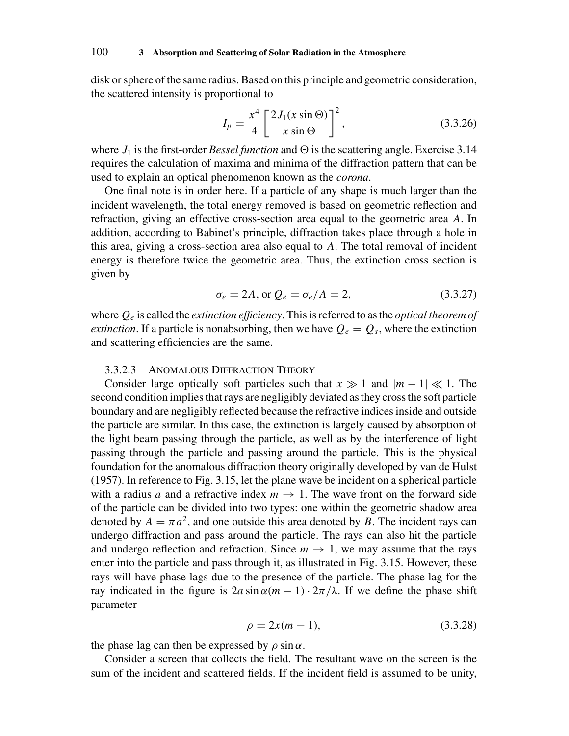disk or sphere of the same radius. Based on this principle and geometric consideration, the scattered intensity is proportional to

$$I_p = \frac{x^4}{4} \left[ \frac{2J_1(x \sin \Theta)}{x \sin \Theta} \right]^2, \tag{3.3.26}$$

where $J_1$ is the first-order *Bessel function* and $\Theta$ is the scattering angle. Exercise 3.14 requires the calculation of maxima and minima of the diffraction pattern that can be used to explain an optical phenomenon known as the *corona*.

One final note is in order here. If a particle of any shape is much larger than the incident wavelength, the total energy removed is based on geometric reflection and refraction, giving an effective cross-section area equal to the geometric area $A$. In addition, according to Babinet's principle, diffraction takes place through a hole in this area, giving a cross-section area also equal to $A$. The total removal of incident energy is therefore twice the geometric area. Thus, the extinction cross section is given by

$$\sigma_e = 2A, \text{ or } Q_e = \sigma_e / A = 2, \tag{3.3.27}$$

where $Q_e$ is called the *extinction efficiency*. This is referred to as the *optical theorem of extinction*. If a particle is nonabsorbing, then we have $Q_e = Q_s$, where the extinction and scattering efficiencies are the same.

#### 3.3.2.3 Anomalous Diffraction Theory

Consider large optically soft particles such that $x \gg 1$ and $|m - 1| \ll 1$. The second condition implies that rays are negligibly deviated as they cross the soft particle boundary and are negligibly reflected because the refractive indices inside and outside the particle are similar. In this case, the extinction is largely caused by absorption of the light beam passing through the particle, as well as by the interference of light passing through the particle and passing around the particle. This is the physical foundation for the anomalous diffraction theory originally developed by van de Hulst (1957). In reference to Fig. 3.15, let the plane wave be incident on a spherical particle with a radius $a$ and a refractive index $m \to 1$. The wave front on the forward side of the particle can be divided into two types: one within the geometric shadow area denoted by $A = \pi a^2$, and one outside this area denoted by $B$. The incident rays can undergo diffraction and pass around the particle. The rays can also hit the particle and undergo reflection and refraction. Since $m \to 1$, we may assume that the rays enter into the particle and pass through it, as illustrated in Fig. 3.15. However, these rays will have phase lags due to the presence of the particle. The phase lag for the ray indicated in the figure is $2a \sin \alpha (m - 1) \cdot 2\pi/\lambda$. If we define the phase shift parameter

$$\rho = 2x(m - 1), \tag{3.3.28}$$

the phase lag can then be expressed by $\rho \sin \alpha$.

Consider a screen that collects the field. The resultant wave on the screen is the sum of the incident and scattered fields. If the incident field is assumed to be unity,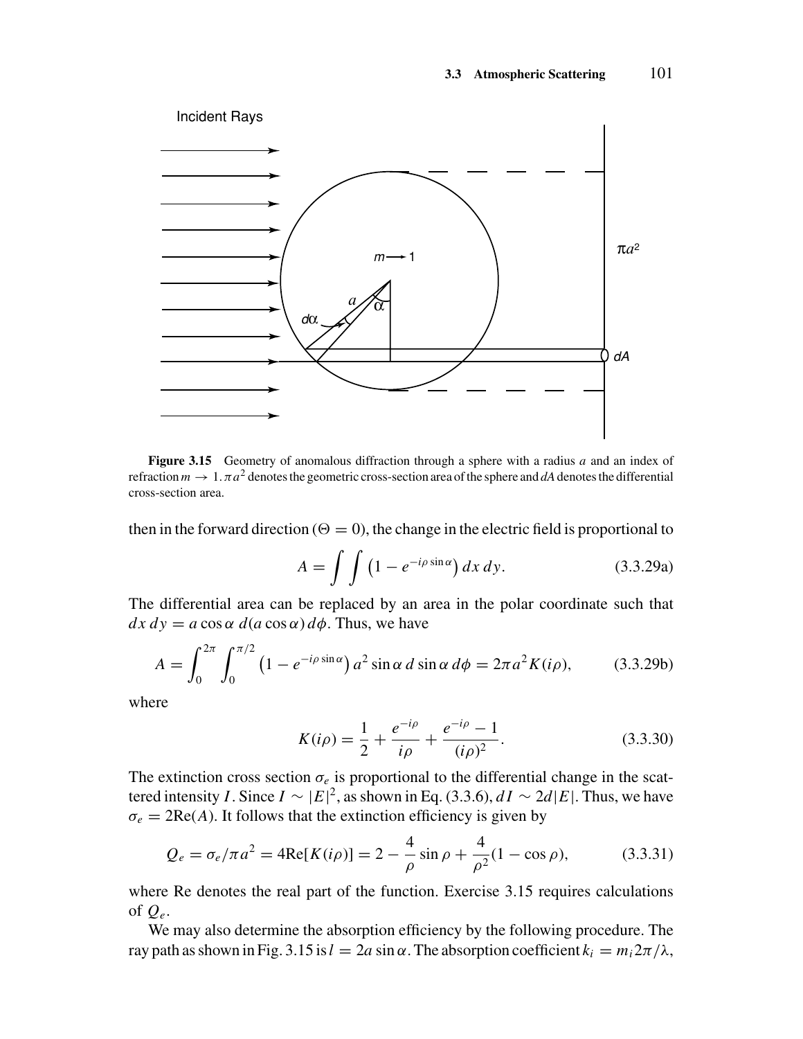**Figure 3.15** Geometry of anomalous diffraction through a sphere with a radius $a$ and an index of refraction $m \to 1$. $\pi a^2$ denotes the geometric cross-section area of the sphere and $dA$ denotes the differential cross-section area.

then in the forward direction ($\Theta = 0$), the change in the electric field is proportional to

$$A = \int \int \left(1 - e^{-i\rho \sin\alpha}\right) dx\, dy. \tag{3.3.29a}$$

The differential area can be replaced by an area in the polar coordinate such that $dx\, dy = a \cos\alpha\, d(a \cos\alpha)\, d\phi$. Thus, we have

$$A = \int_0^{2\pi} \int_0^{\pi/2} \left(1 - e^{-i\rho \sin\alpha}\right) a^2 \sin\alpha\, d \sin\alpha\, d\phi = 2\pi a^2 K(i\rho), \tag{3.3.29b}$$

where

$$K(i\rho) = \frac{1}{2} + \frac{e^{-i\rho}}{i\rho} + \frac{e^{-i\rho} - 1}{(i\rho)^2}. \tag{3.3.30}$$

The extinction cross section $\sigma_e$ is proportional to the differential change in the scattered intensity $I$. Since $I \sim |E|^2$, as shown in Eq. (3.3.6), $dI \sim 2d|E|$. Thus, we have $\sigma_e = 2\text{Re}(A)$. It follows that the extinction efficiency is given by

$$Q_e = \sigma_e/\pi a^2 = 4\text{Re}[K(i\rho)] = 2 - \frac{4}{\rho}\sin\rho + \frac{4}{\rho^2}(1 - \cos\rho), \tag{3.3.31}$$

where Re denotes the real part of the function. Exercise 3.15 requires calculations of $Q_e$.

We may also determine the absorption efficiency by the following procedure. The ray path as shown in Fig. 3.15 is $l = 2a \sin\alpha$. The absorption coefficient $k_i = m_i 2\pi/\lambda$,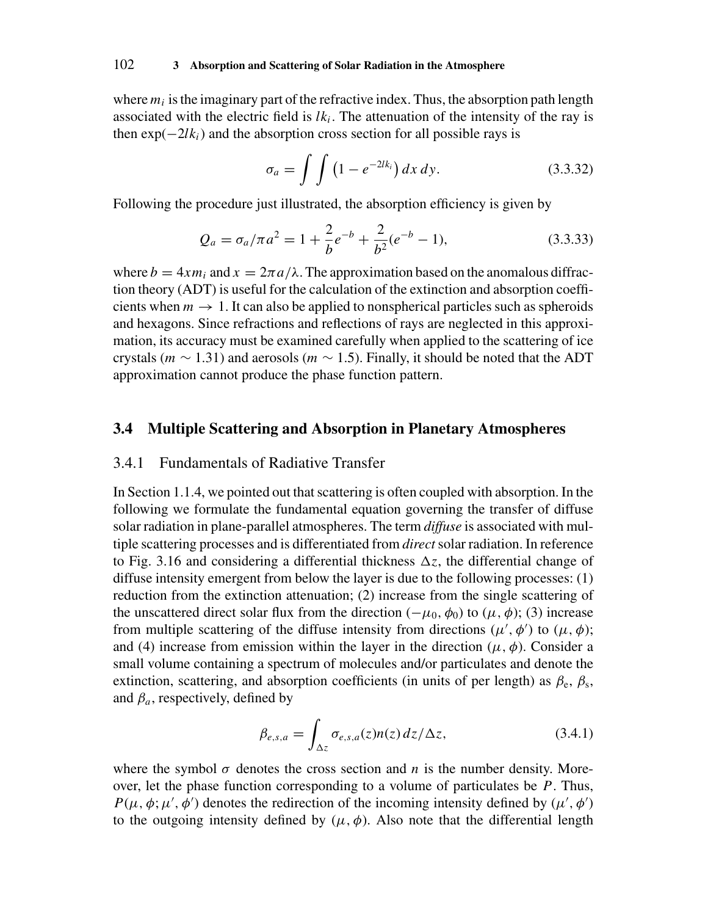where $m_i$ is the imaginary part of the refractive index. Thus, the absorption path length associated with the electric field is $lk_i$. The attenuation of the intensity of the ray is then $\exp(-2lk_i)$ and the absorption cross section for all possible rays is

$$\sigma_a = \int\int \left(1 - e^{-2lk_i}\right) dx\, dy. \tag{3.3.32}$$

Following the procedure just illustrated, the absorption efficiency is given by

$$Q_a = \sigma_a/\pi a^2 = 1 + \frac{2}{b}e^{-b} + \frac{2}{b^2}(e^{-b} - 1), \tag{3.3.33}$$

where $b = 4xm_i$ and $x = 2\pi a/\lambda$. The approximation based on the anomalous diffraction theory (ADT) is useful for the calculation of the extinction and absorption coefficients when $m \to 1$. It can also be applied to nonspherical particles such as spheroids and hexagons. Since refractions and reflections of rays are neglected in this approximation, its accuracy must be examined carefully when applied to the scattering of ice crystals ($m \sim 1.31$) and aerosols ($m \sim 1.5$). Finally, it should be noted that the ADT approximation cannot produce the phase function pattern.

## 3.4 Multiple Scattering and Absorption in Planetary Atmospheres

### 3.4.1 Fundamentals of Radiative Transfer

In Section 1.1.4, we pointed out that scattering is often coupled with absorption. In the following we formulate the fundamental equation governing the transfer of diffuse solar radiation in plane-parallel atmospheres. The term *diffuse* is associated with multiple scattering processes and is differentiated from *direct* solar radiation. In reference to Fig. 3.16 and considering a differential thickness $\Delta z$, the differential change of diffuse intensity emergent from below the layer is due to the following processes: (1) reduction from the extinction attenuation; (2) increase from the single scattering of the unscattered direct solar flux from the direction $(-\mu_0, \phi_0)$ to $(\mu, \phi)$; (3) increase from multiple scattering of the diffuse intensity from directions $(\mu', \phi')$ to $(\mu, \phi)$; and (4) increase from emission within the layer in the direction $(\mu, \phi)$. Consider a small volume containing a spectrum of molecules and/or particulates and denote the extinction, scattering, and absorption coefficients (in units of per length) as $\beta_e$, $\beta_s$, and $\beta_a$, respectively, defined by

$$\beta_{e,s,a} = \int_{\Delta z} \sigma_{e,s,a}(z) n(z)\, dz/\Delta z, \tag{3.4.1}$$

where the symbol $\sigma$ denotes the cross section and $n$ is the number density. Moreover, let the phase function corresponding to a volume of particulates be $P$. Thus, $P(\mu, \phi; \mu', \phi')$ denotes the redirection of the incoming intensity defined by $(\mu', \phi')$ to the outgoing intensity defined by $(\mu, \phi)$. Also note that the differential length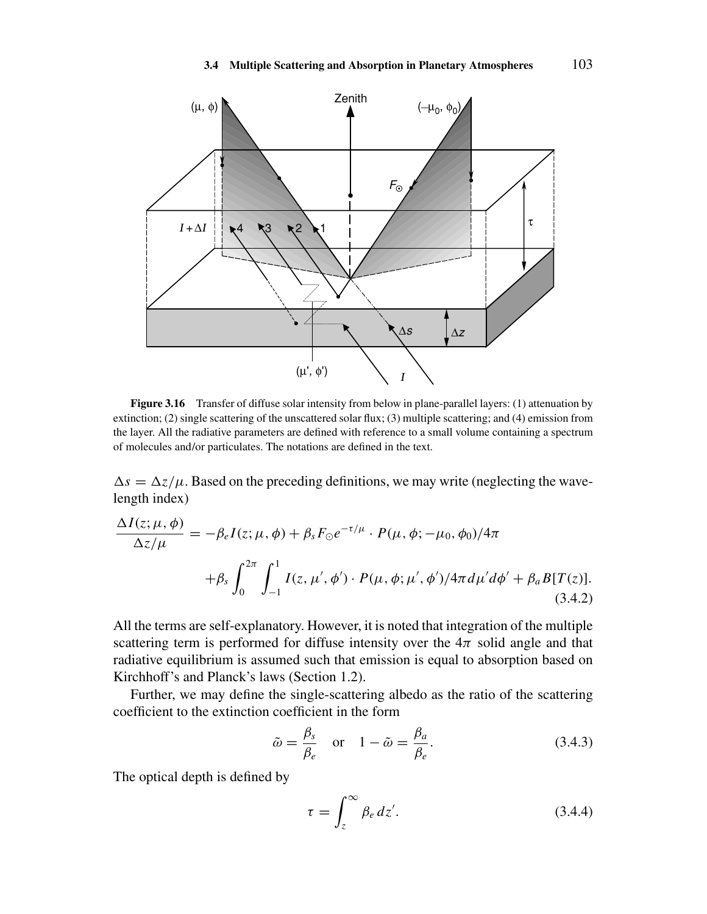**Figure 3.16** Transfer of diffuse solar intensity from below in plane-parallel layers: (1) attenuation by extinction; (2) single scattering of the unscattered solar flux; (3) multiple scattering; and (4) emission from the layer. All the radiative parameters are defined with reference to a small volume containing a spectrum of molecules and/or particulates. The notations are defined in the text.

$\Delta s = \Delta z/\mu$. Based on the preceding definitions, we may write (neglecting the wavelength index)

$$\frac{\Delta I(z;\mu,\phi)}{\Delta z/\mu} = -\beta_e I(z;\mu,\phi) + \beta_s F_\odot e^{-\tau/\mu} \cdot P(\mu,\phi;-\mu_0,\phi_0)/4\pi$$
$$+\beta_s \int_0^{2\pi}\int_{-1}^{1} I(z,\mu',\phi') \cdot P(\mu,\phi;\mu',\phi')/4\pi \, d\mu' d\phi' + \beta_a B[T(z)]. \tag{3.4.2}$$

All the terms are self-explanatory. However, it is noted that integration of the multiple scattering term is performed for diffuse intensity over the $4\pi$ solid angle and that radiative equilibrium is assumed such that emission is equal to absorption based on Kirchhoff's and Planck's laws (Section 1.2).

Further, we may define the single-scattering albedo as the ratio of the scattering coefficient to the extinction coefficient in the form

$$\tilde{\omega} = \frac{\beta_s}{\beta_e} \quad \text{or} \quad 1 - \tilde{\omega} = \frac{\beta_a}{\beta_e}. \tag{3.4.3}$$

The optical depth is defined by

$$\tau = \int_z^\infty \beta_e \, dz'. \tag{3.4.4}$$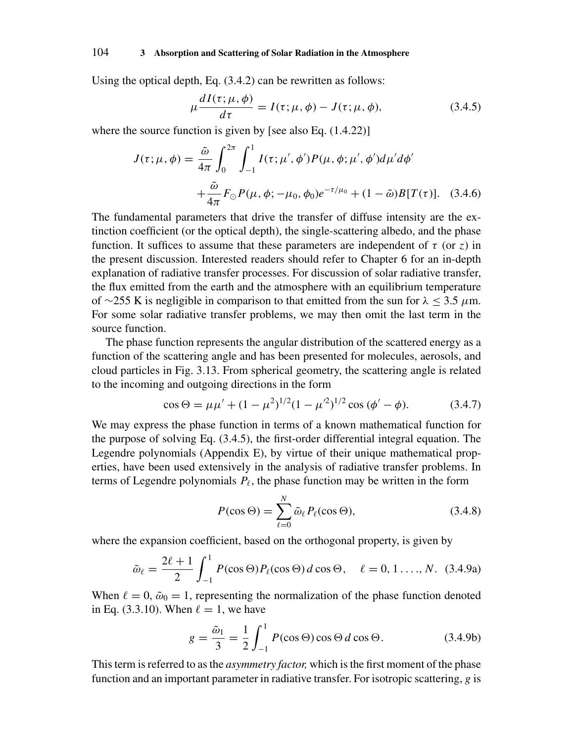Using the optical depth, Eq. (3.4.2) can be rewritten as follows:

$$\mu \frac{dI(\tau; \mu, \phi)}{d\tau} = I(\tau; \mu, \phi) - J(\tau; \mu, \phi), \tag{3.4.5}$$

where the source function is given by [see also Eq. (1.4.22)]

$$J(\tau; \mu, \phi) = \frac{\tilde{\omega}}{4\pi} \int_0^{2\pi} \int_{-1}^{1} I(\tau; \mu', \phi') P(\mu, \phi; \mu', \phi') d\mu' d\phi'$$
$$+ \frac{\tilde{\omega}}{4\pi} F_\odot P(\mu, \phi; -\mu_0, \phi_0) e^{-\tau/\mu_0} + (1 - \tilde{\omega}) B[T(\tau)]. \tag{3.4.6}$$

The fundamental parameters that drive the transfer of diffuse intensity are the extinction coefficient (or the optical depth), the single-scattering albedo, and the phase function. It suffices to assume that these parameters are independent of $\tau$ (or $z$) in the present discussion. Interested readers should refer to Chapter 6 for an in-depth explanation of radiative transfer processes. For discussion of solar radiative transfer, the flux emitted from the earth and the atmosphere with an equilibrium temperature of $\sim$255 K is negligible in comparison to that emitted from the sun for $\lambda \leq 3.5\ \mu$m. For some solar radiative transfer problems, we may then omit the last term in the source function.

The phase function represents the angular distribution of the scattered energy as a function of the scattering angle and has been presented for molecules, aerosols, and cloud particles in Fig. 3.13. From spherical geometry, the scattering angle is related to the incoming and outgoing directions in the form

$$\cos\Theta = \mu\mu' + (1 - \mu^2)^{1/2}(1 - \mu'^2)^{1/2} \cos(\phi' - \phi). \tag{3.4.7}$$

We may express the phase function in terms of a known mathematical function for the purpose of solving Eq. (3.4.5), the first-order differential integral equation. The Legendre polynomials (Appendix E), by virtue of their unique mathematical properties, have been used extensively in the analysis of radiative transfer problems. In terms of Legendre polynomials $P_\ell$, the phase function may be written in the form

$$P(\cos\Theta) = \sum_{\ell=0}^{N} \tilde{\omega}_\ell P_\ell(\cos\Theta), \tag{3.4.8}$$

where the expansion coefficient, based on the orthogonal property, is given by

$$\tilde{\omega}_\ell = \frac{2\ell + 1}{2} \int_{-1}^{1} P(\cos\Theta) P_\ell(\cos\Theta)\, d\cos\Theta, \quad \ell = 0, 1 \ldots, N. \tag{3.4.9a}$$

When $\ell = 0$, $\tilde{\omega}_0 = 1$, representing the normalization of the phase function denoted in Eq. (3.3.10). When $\ell = 1$, we have

$$g = \frac{\tilde{\omega}_1}{3} = \frac{1}{2} \int_{-1}^{1} P(\cos\Theta) \cos\Theta\, d\cos\Theta. \tag{3.4.9b}$$

This term is referred to as the *asymmetry factor,* which is the first moment of the phase function and an important parameter in radiative transfer. For isotropic scattering, $g$ is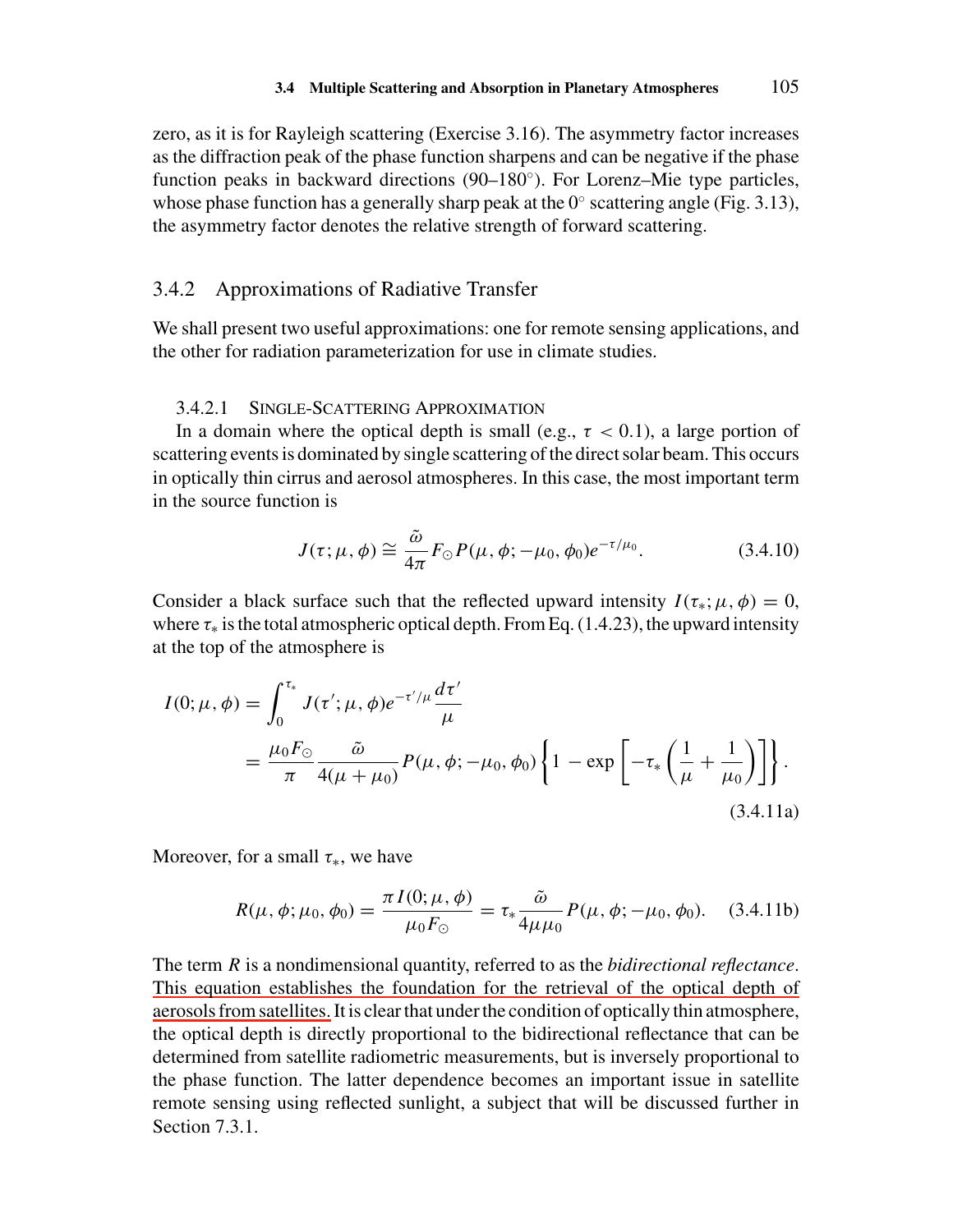zero, as it is for Rayleigh scattering (Exercise 3.16). The asymmetry factor increases as the diffraction peak of the phase function sharpens and can be negative if the phase function peaks in backward directions (90–180°). For Lorenz–Mie type particles, whose phase function has a generally sharp peak at the 0° scattering angle (Fig. 3.13), the asymmetry factor denotes the relative strength of forward scattering.

### 3.4.2 Approximations of Radiative Transfer

We shall present two useful approximations: one for remote sensing applications, and the other for radiation parameterization for use in climate studies.

#### 3.4.2.1 Single-Scattering Approximation

In a domain where the optical depth is small (e.g., $\tau < 0.1$), a large portion of scattering events is dominated by single scattering of the direct solar beam. This occurs in optically thin cirrus and aerosol atmospheres. In this case, the most important term in the source function is

$$J(\tau;\mu,\phi) \cong \frac{\tilde{\omega}}{4\pi} F_{\odot} P(\mu,\phi;-\mu_0,\phi_0) e^{-\tau/\mu_0}. \tag{3.4.10}$$

Consider a black surface such that the reflected upward intensity $I(\tau_*;\mu,\phi) = 0$, where $\tau_*$ is the total atmospheric optical depth. From Eq. (1.4.23), the upward intensity at the top of the atmosphere is

$$\begin{aligned} I(0;\mu,\phi) &= \int_0^{\tau_*} J(\tau';\mu,\phi) e^{-\tau'/\mu} \frac{d\tau'}{\mu} \\ &= \frac{\mu_0 F_{\odot}}{\pi} \frac{\tilde{\omega}}{4(\mu+\mu_0)} P(\mu,\phi;-\mu_0,\phi_0) \left\{ 1 - \exp\left[ -\tau_* \left( \frac{1}{\mu} + \frac{1}{\mu_0} \right) \right] \right\}. \end{aligned} \tag{3.4.11a}$$

Moreover, for a small $\tau_*$, we have

$$R(\mu,\phi;\mu_0,\phi_0) = \frac{\pi I(0;\mu,\phi)}{\mu_0 F_{\odot}} = \tau_* \frac{\tilde{\omega}}{4\mu\mu_0} P(\mu,\phi;-\mu_0,\phi_0). \tag{3.4.11b}$$

The term $R$ is a nondimensional quantity, referred to as the *bidirectional reflectance*. This equation establishes the foundation for the retrieval of the optical depth of aerosols from satellites. It is clear that under the condition of optically thin atmosphere, the optical depth is directly proportional to the bidirectional reflectance that can be determined from satellite radiometric measurements, but is inversely proportional to the phase function. The latter dependence becomes an important issue in satellite remote sensing using reflected sunlight, a subject that will be discussed further in Section 7.3.1.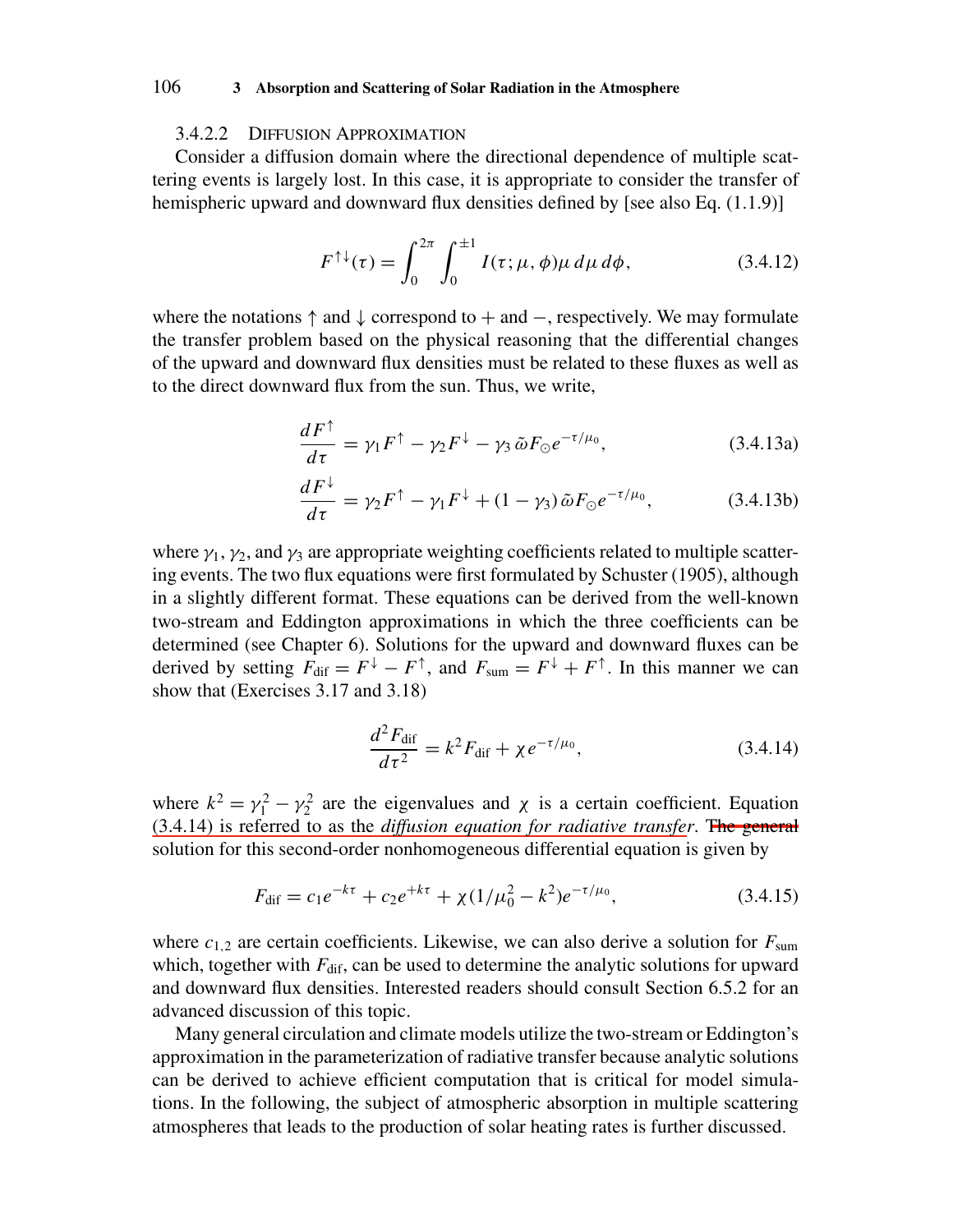### 3.4.2.2 Diffusion Approximation

Consider a diffusion domain where the directional dependence of multiple scattering events is largely lost. In this case, it is appropriate to consider the transfer of hemispheric upward and downward flux densities defined by [see also Eq. (1.1.9)]

$$F^{\uparrow\downarrow}(\tau) = \int_0^{2\pi} \int_0^{\pm 1} I(\tau; \mu, \phi)\mu \, d\mu \, d\phi, \tag{3.4.12}$$

where the notations $\uparrow$ and $\downarrow$ correspond to $+$ and $-$, respectively. We may formulate the transfer problem based on the physical reasoning that the differential changes of the upward and downward flux densities must be related to these fluxes as well as to the direct downward flux from the sun. Thus, we write,

$$\frac{dF^{\uparrow}}{d\tau} = \gamma_1 F^{\uparrow} - \gamma_2 F^{\downarrow} - \gamma_3 \, \tilde{\omega} F_{\odot} e^{-\tau/\mu_0}, \tag{3.4.13a}$$

$$\frac{dF^{\downarrow}}{d\tau} = \gamma_2 F^{\uparrow} - \gamma_1 F^{\downarrow} + (1 - \gamma_3) \, \tilde{\omega} F_{\odot} e^{-\tau/\mu_0}, \tag{3.4.13b}$$

where $\gamma_1$, $\gamma_2$, and $\gamma_3$ are appropriate weighting coefficients related to multiple scattering events. The two flux equations were first formulated by Schuster (1905), although in a slightly different format. These equations can be derived from the well-known two-stream and Eddington approximations in which the three coefficients can be determined (see Chapter 6). Solutions for the upward and downward fluxes can be derived by setting $F_{\text{dif}} = F^{\downarrow} - F^{\uparrow}$, and $F_{\text{sum}} = F^{\downarrow} + F^{\uparrow}$. In this manner we can show that (Exercises 3.17 and 3.18)

$$\frac{d^2 F_{\text{dif}}}{d\tau^2} = k^2 F_{\text{dif}} + \chi e^{-\tau/\mu_0}, \tag{3.4.14}$$

where $k^2 = \gamma_1^2 - \gamma_2^2$ are the eigenvalues and $\chi$ is a certain coefficient. Equation (3.4.14) is referred to as the *diffusion equation for radiative transfer*. The general solution for this second-order nonhomogeneous differential equation is given by

$$F_{\text{dif}} = c_1 e^{-k\tau} + c_2 e^{+k\tau} + \chi (1/\mu_0^2 - k^2) e^{-\tau/\mu_0}, \tag{3.4.15}$$

where $c_{1,2}$ are certain coefficients. Likewise, we can also derive a solution for $F_{\text{sum}}$ which, together with $F_{\text{dif}}$, can be used to determine the analytic solutions for upward and downward flux densities. Interested readers should consult Section 6.5.2 for an advanced discussion of this topic.

Many general circulation and climate models utilize the two-stream or Eddington's approximation in the parameterization of radiative transfer because analytic solutions can be derived to achieve efficient computation that is critical for model simulations. In the following, the subject of atmospheric absorption in multiple scattering atmospheres that leads to the production of solar heating rates is further discussed.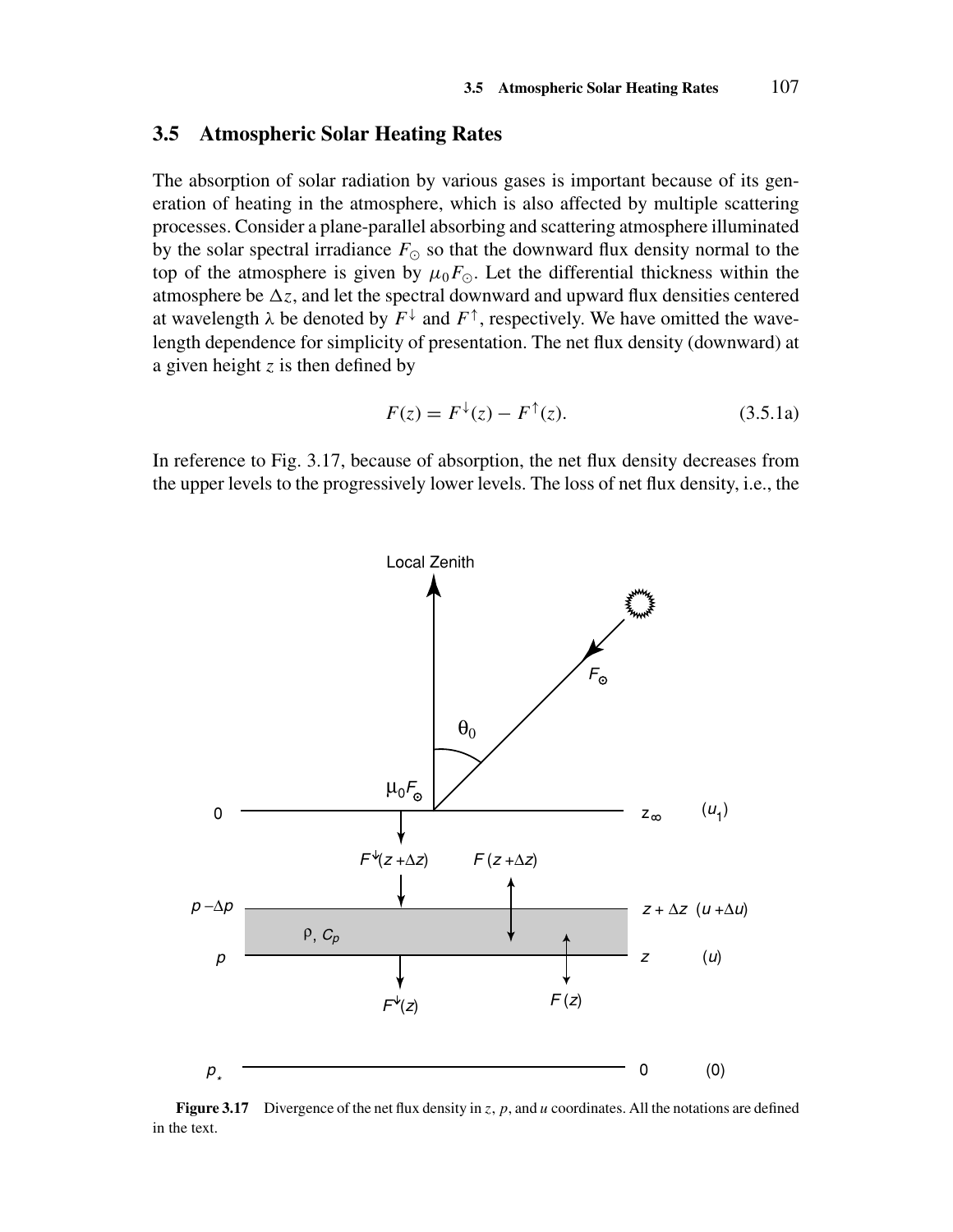## 3.5 Atmospheric Solar Heating Rates

The absorption of solar radiation by various gases is important because of its generation of heating in the atmosphere, which is also affected by multiple scattering processes. Consider a plane-parallel absorbing and scattering atmosphere illuminated by the solar spectral irradiance $F_{\odot}$ so that the downward flux density normal to the top of the atmosphere is given by $\mu_0 F_{\odot}$. Let the differential thickness within the atmosphere be $\Delta z$, and let the spectral downward and upward flux densities centered at wavelength $\lambda$ be denoted by $F^{\downarrow}$ and $F^{\uparrow}$, respectively. We have omitted the wavelength dependence for simplicity of presentation. The net flux density (downward) at a given height $z$ is then defined by

$$F(z) = F^{\downarrow}(z) - F^{\uparrow}(z). \tag{3.5.1a}$$

In reference to Fig. 3.17, because of absorption, the net flux density decreases from the upper levels to the progressively lower levels. The loss of net flux density, i.e., the

**Figure 3.17** Divergence of the net flux density in $z$, $p$, and $u$ coordinates. All the notations are defined in the text.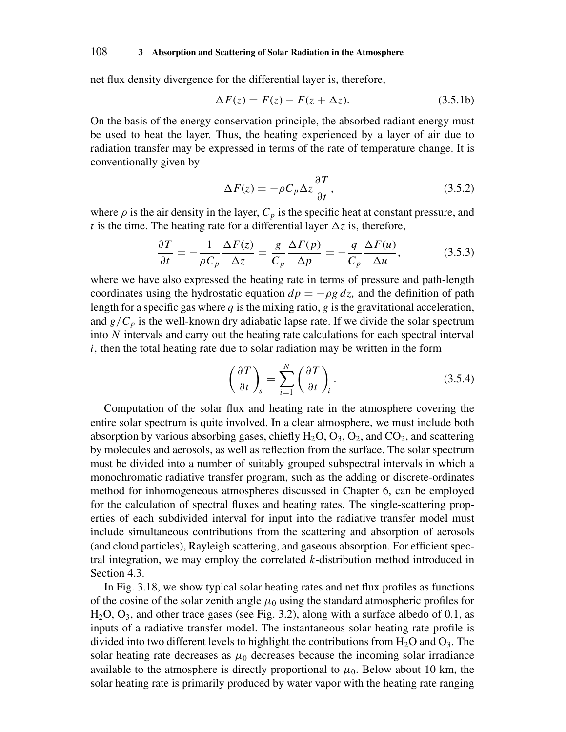net flux density divergence for the differential layer is, therefore,

$$\Delta F(z) = F(z) - F(z + \Delta z). \tag{3.5.1b}$$

On the basis of the energy conservation principle, the absorbed radiant energy must be used to heat the layer. Thus, the heating experienced by a layer of air due to radiation transfer may be expressed in terms of the rate of temperature change. It is conventionally given by

$$\Delta F(z) = -\rho C_p \Delta z \frac{\partial T}{\partial t}, \tag{3.5.2}$$

where $\rho$ is the air density in the layer, $C_p$ is the specific heat at constant pressure, and $t$ is the time. The heating rate for a differential layer $\Delta z$ is, therefore,

$$\frac{\partial T}{\partial t} = -\frac{1}{\rho C_p}\frac{\Delta F(z)}{\Delta z} = \frac{g}{C_p}\frac{\Delta F(p)}{\Delta p} = -\frac{q}{C_p}\frac{\Delta F(u)}{\Delta u}, \tag{3.5.3}$$

where we have also expressed the heating rate in terms of pressure and path-length coordinates using the hydrostatic equation $dp = -\rho g\, dz$, and the definition of path length for a specific gas where $q$ is the mixing ratio, $g$ is the gravitational acceleration, and $g/C_p$ is the well-known dry adiabatic lapse rate. If we divide the solar spectrum into $N$ intervals and carry out the heating rate calculations for each spectral interval $i$, then the total heating rate due to solar radiation may be written in the form

$$\left(\frac{\partial T}{\partial t}\right)_s = \sum_{i=1}^{N}\left(\frac{\partial T}{\partial t}\right)_i. \tag{3.5.4}$$

Computation of the solar flux and heating rate in the atmosphere covering the entire solar spectrum is quite involved. In a clear atmosphere, we must include both absorption by various absorbing gases, chiefly $H_2O$, $O_3$, $O_2$, and $CO_2$, and scattering by molecules and aerosols, as well as reflection from the surface. The solar spectrum must be divided into a number of suitably grouped subspectral intervals in which a monochromatic radiative transfer program, such as the adding or discrete-ordinates method for inhomogeneous atmospheres discussed in Chapter 6, can be employed for the calculation of spectral fluxes and heating rates. The single-scattering properties of each subdivided interval for input into the radiative transfer model must include simultaneous contributions from the scattering and absorption of aerosols (and cloud particles), Rayleigh scattering, and gaseous absorption. For efficient spectral integration, we may employ the correlated $k$-distribution method introduced in Section 4.3.

In Fig. 3.18, we show typical solar heating rates and net flux profiles as functions of the cosine of the solar zenith angle $\mu_0$ using the standard atmospheric profiles for $H_2O$, $O_3$, and other trace gases (see Fig. 3.2), along with a surface albedo of 0.1, as inputs of a radiative transfer model. The instantaneous solar heating rate profile is divided into two different levels to highlight the contributions from $H_2O$ and $O_3$. The solar heating rate decreases as $\mu_0$ decreases because the incoming solar irradiance available to the atmosphere is directly proportional to $\mu_0$. Below about 10 km, the solar heating rate is primarily produced by water vapor with the heating rate ranging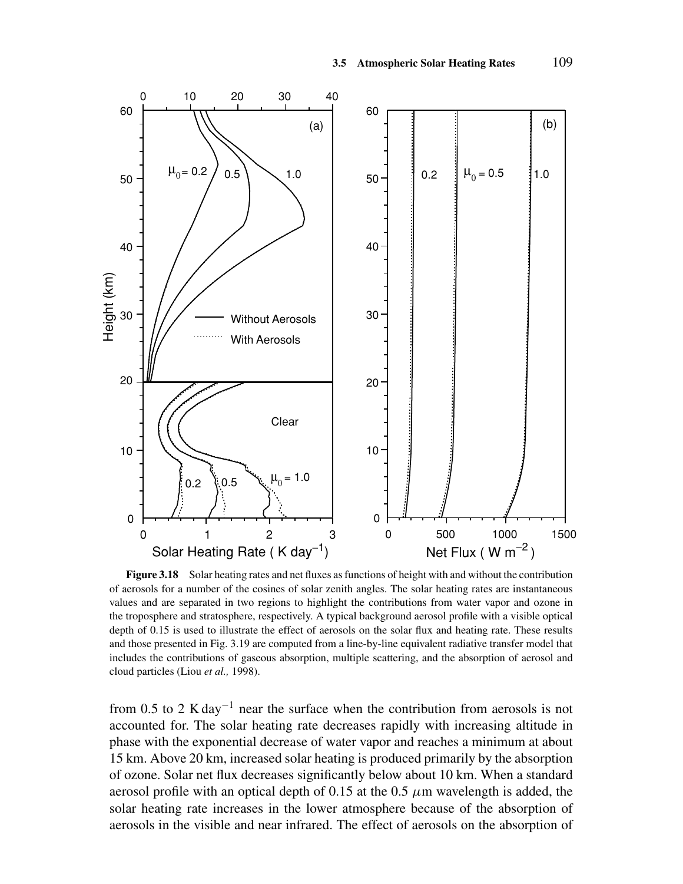**Figure 3.18** Solar heating rates and net fluxes as functions of height with and without the contribution of aerosols for a number of the cosines of solar zenith angles. The solar heating rates are instantaneous values and are separated in two regions to highlight the contributions from water vapor and ozone in the troposphere and stratosphere, respectively. A typical background aerosol profile with a visible optical depth of 0.15 is used to illustrate the effect of aerosols on the solar flux and heating rate. These results and those presented in Fig. 3.19 are computed from a line-by-line equivalent radiative transfer model that includes the contributions of gaseous absorption, multiple scattering, and the absorption of aerosol and cloud particles (Liou *et al.,* 1998).

from 0.5 to 2 K $\text{day}^{-1}$ near the surface when the contribution from aerosols is not accounted for. The solar heating rate decreases rapidly with increasing altitude in phase with the exponential decrease of water vapor and reaches a minimum at about 15 km. Above 20 km, increased solar heating is produced primarily by the absorption of ozone. Solar net flux decreases significantly below about 10 km. When a standard aerosol profile with an optical depth of 0.15 at the 0.5 $\mu$m wavelength is added, the solar heating rate increases in the lower atmosphere because of the absorption of aerosols in the visible and near infrared. The effect of aerosols on the absorption of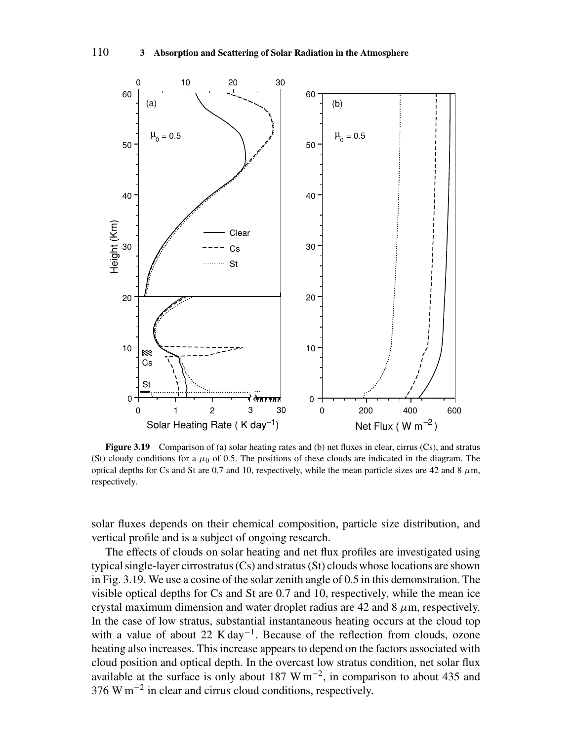**Figure 3.19** Comparison of (a) solar heating rates and (b) net fluxes in clear, cirrus (Cs), and stratus (St) cloudy conditions for a $\mu_0$ of 0.5. The positions of these clouds are indicated in the diagram. The optical depths for Cs and St are 0.7 and 10, respectively, while the mean particle sizes are 42 and 8 $\mu$m, respectively.

solar fluxes depends on their chemical composition, particle size distribution, and vertical profile and is a subject of ongoing research.

The effects of clouds on solar heating and net flux profiles are investigated using typical single-layer cirrostratus (Cs) and stratus (St) clouds whose locations are shown in Fig. 3.19. We use a cosine of the solar zenith angle of 0.5 in this demonstration. The visible optical depths for Cs and St are 0.7 and 10, respectively, while the mean ice crystal maximum dimension and water droplet radius are 42 and 8 $\mu$m, respectively. In the case of low stratus, substantial instantaneous heating occurs at the cloud top with a value of about 22 K $\text{day}^{-1}$. Because of the reflection from clouds, ozone heating also increases. This increase appears to depend on the factors associated with cloud position and optical depth. In the overcast low stratus condition, net solar flux available at the surface is only about 187 W $\text{m}^{-2}$, in comparison to about 435 and 376 W $\text{m}^{-2}$ in clear and cirrus cloud conditions, respectively.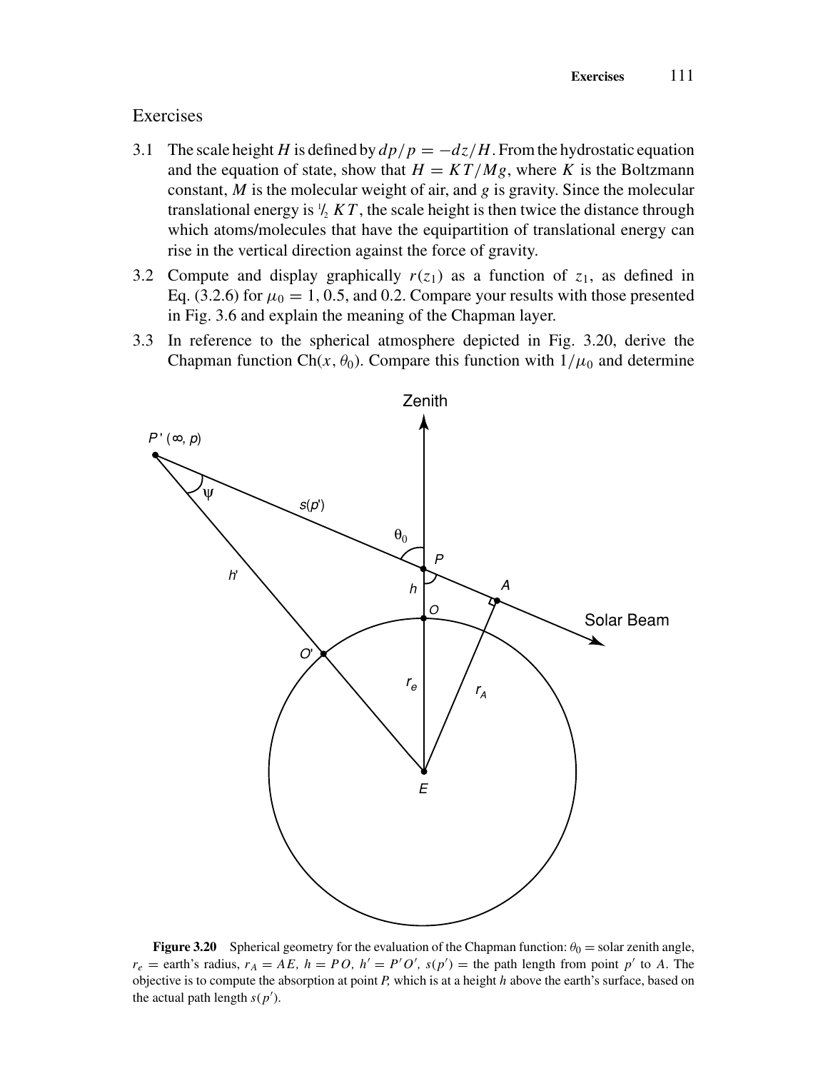## Exercises

3.1 The scale height $H$ is defined by $dp/p = -dz/H$. From the hydrostatic equation and the equation of state, show that $H = KT/Mg$, where $K$ is the Boltzmann constant, $M$ is the molecular weight of air, and $g$ is gravity. Since the molecular translational energy is $\frac{1}{2}KT$, the scale height is then twice the distance through which atoms/molecules that have the equipartition of translational energy can rise in the vertical direction against the force of gravity.

3.2 Compute and display graphically $r(z_1)$ as a function of $z_1$, as defined in Eq. (3.2.6) for $\mu_0 = 1$, 0.5, and 0.2. Compare your results with those presented in Fig. 3.6 and explain the meaning of the Chapman layer.

3.3 In reference to the spherical atmosphere depicted in Fig. 3.20, derive the Chapman function $\text{Ch}(x, \theta_0)$. Compare this function with $1/\mu_0$ and determine

**Figure 3.20** Spherical geometry for the evaluation of the Chapman function: $\theta_0$ = solar zenith angle, $r_e$ = earth's radius, $r_A = AE$, $h = PO$, $h' = P'O'$, $s(p')$ = the path length from point $p'$ to $A$. The objective is to compute the absorption at point $P$, which is at a height $h$ above the earth's surface, based on the actual path length $s(p')$.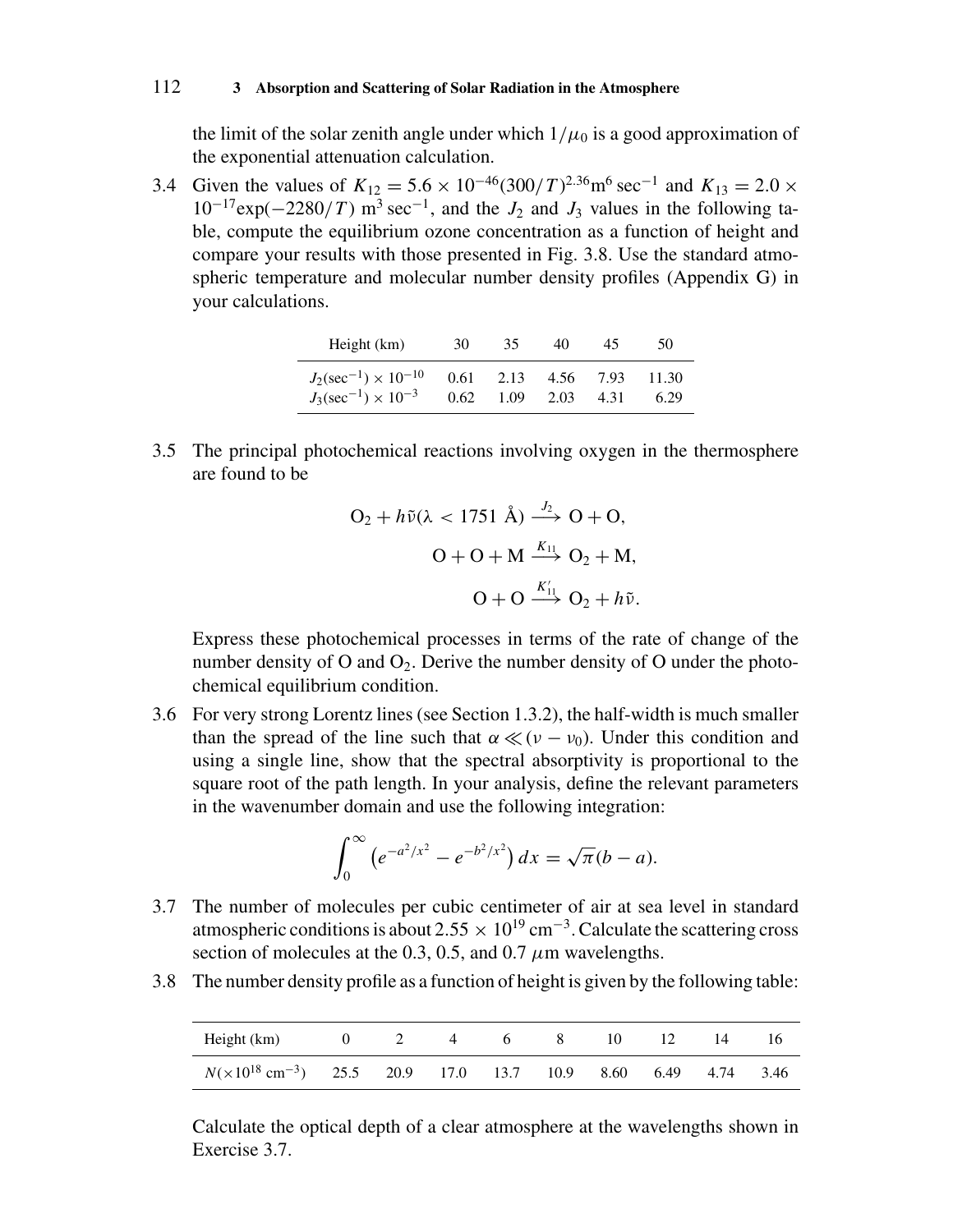the limit of the solar zenith angle under which $1/\mu_0$ is a good approximation of the exponential attenuation calculation.

3.4 Given the values of $K_{12} = 5.6 \times 10^{-46}(300/T)^{2.36}\text{m}^6\,\text{sec}^{-1}$ and $K_{13} = 2.0 \times 10^{-17}\exp(-2280/T)\ \text{m}^3\,\text{sec}^{-1}$, and the $J_2$ and $J_3$ values in the following table, compute the equilibrium ozone concentration as a function of height and compare your results with those presented in Fig. 3.8. Use the standard atmospheric temperature and molecular number density profiles (Appendix G) in your calculations.

| Height (km) | 30 | 35 | 40 | 45 | 50 |
|---|---|---|---|---|---|
| $J_2(\text{sec}^{-1}) \times 10^{-10}$ | 0.61 | 2.13 | 4.56 | 7.93 | 11.30 |
| $J_3(\text{sec}^{-1}) \times 10^{-3}$ | 0.62 | 1.09 | 2.03 | 4.31 | 6.29 |

3.5 The principal photochemical reactions involving oxygen in the thermosphere are found to be

$$O_2 + h\tilde{\nu}(\lambda < 1751\ \text{Å}) \xrightarrow{J_2} O + O,$$

$$O + O + M \xrightarrow{K_{11}} O_2 + M,$$

$$O + O \xrightarrow{K'_{11}} O_2 + h\tilde{\nu}.$$

Express these photochemical processes in terms of the rate of change of the number density of O and $O_2$. Derive the number density of O under the photochemical equilibrium condition.

3.6 For very strong Lorentz lines (see Section 1.3.2), the half-width is much smaller than the spread of the line such that $\alpha \ll (\nu - \nu_0)$. Under this condition and using a single line, show that the spectral absorptivity is proportional to the square root of the path length. In your analysis, define the relevant parameters in the wavenumber domain and use the following integration:

$$\int_0^\infty \left(e^{-a^2/x^2} - e^{-b^2/x^2}\right) dx = \sqrt{\pi}(b - a).$$

3.7 The number of molecules per cubic centimeter of air at sea level in standard atmospheric conditions is about $2.55 \times 10^{19}\ \text{cm}^{-3}$. Calculate the scattering cross section of molecules at the 0.3, 0.5, and 0.7 $\mu$m wavelengths.

3.8 The number density profile as a function of height is given by the following table:

| Height (km) | 0 | 2 | 4 | 6 | 8 | 10 | 12 | 14 | 16 |
|---|---|---|---|---|---|---|---|---|---|
| $N(\times 10^{18}\ \text{cm}^{-3})$ | 25.5 | 20.9 | 17.0 | 13.7 | 10.9 | 8.60 | 6.49 | 4.74 | 3.46 |

Calculate the optical depth of a clear atmosphere at the wavelengths shown in Exercise 3.7.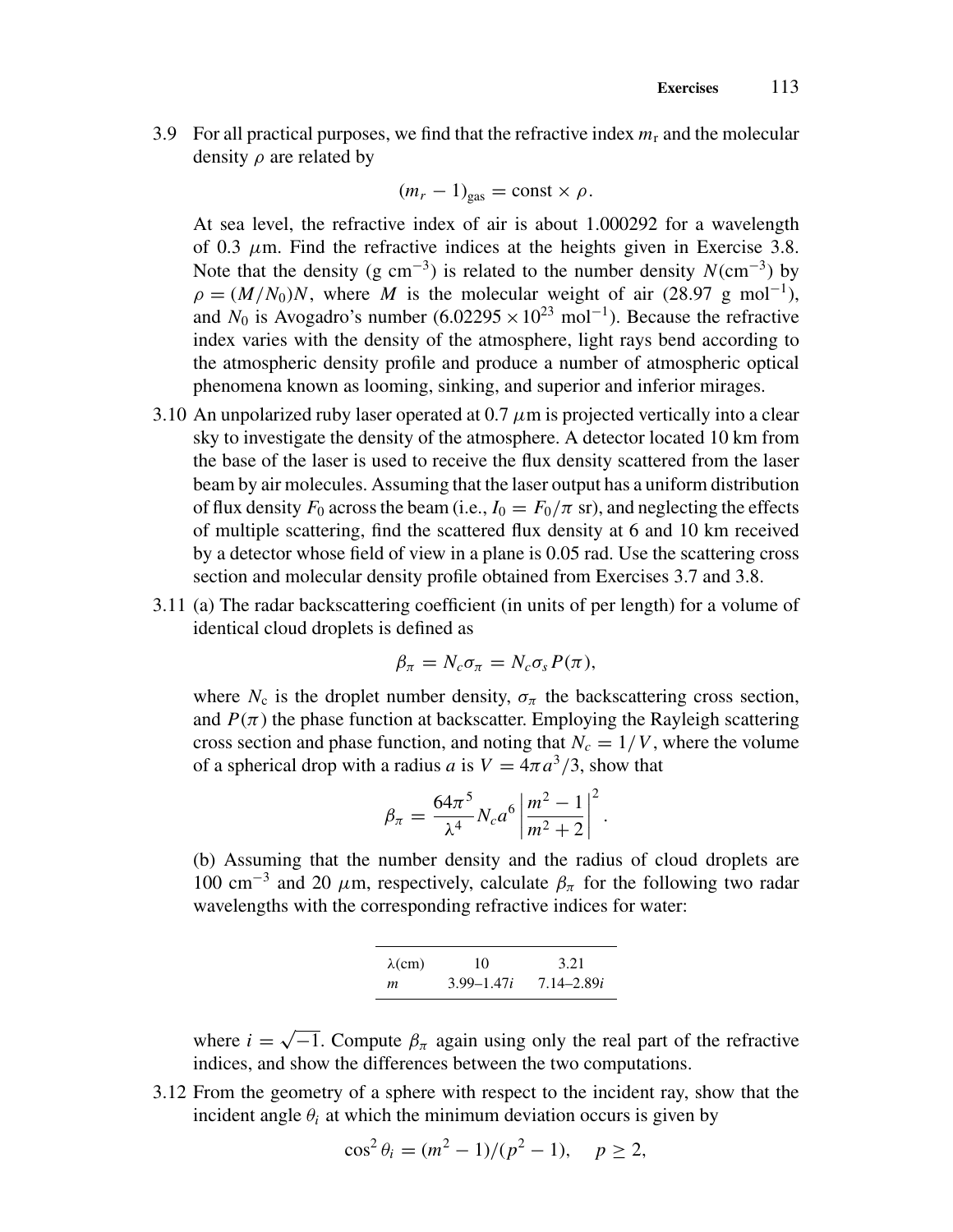3.9 For all practical purposes, we find that the refractive index $m_r$ and the molecular density $\rho$ are related by

$$(m_r - 1)_{\text{gas}} = \text{const} \times \rho.$$

At sea level, the refractive index of air is about 1.000292 for a wavelength of 0.3 $\mu$m. Find the refractive indices at the heights given in Exercise 3.8. Note that the density (g cm$^{-3}$) is related to the number density $N$(cm$^{-3}$) by $\rho = (M/N_0)N$, where $M$ is the molecular weight of air (28.97 g mol$^{-1}$), and $N_0$ is Avogadro's number ($6.02295 \times 10^{23}$ mol$^{-1}$). Because the refractive index varies with the density of the atmosphere, light rays bend according to the atmospheric density profile and produce a number of atmospheric optical phenomena known as looming, sinking, and superior and inferior mirages.

3.10 An unpolarized ruby laser operated at 0.7 $\mu$m is projected vertically into a clear sky to investigate the density of the atmosphere. A detector located 10 km from the base of the laser is used to receive the flux density scattered from the laser beam by air molecules. Assuming that the laser output has a uniform distribution of flux density $F_0$ across the beam (i.e., $I_0 = F_0/\pi$ sr), and neglecting the effects of multiple scattering, find the scattered flux density at 6 and 10 km received by a detector whose field of view in a plane is 0.05 rad. Use the scattering cross section and molecular density profile obtained from Exercises 3.7 and 3.8.

3.11 (a) The radar backscattering coefficient (in units of per length) for a volume of identical cloud droplets is defined as

$$\beta_\pi = N_c \sigma_\pi = N_c \sigma_s P(\pi),$$

where $N_c$ is the droplet number density, $\sigma_\pi$ the backscattering cross section, and $P(\pi)$ the phase function at backscatter. Employing the Rayleigh scattering cross section and phase function, and noting that $N_c = 1/V$, where the volume of a spherical drop with a radius $a$ is $V = 4\pi a^3/3$, show that

$$\beta_\pi = \frac{64\pi^5}{\lambda^4} N_c a^6 \left| \frac{m^2 - 1}{m^2 + 2} \right|^2.$$

(b) Assuming that the number density and the radius of cloud droplets are 100 cm$^{-3}$ and 20 $\mu$m, respectively, calculate $\beta_\pi$ for the following two radar wavelengths with the corresponding refractive indices for water:

| $\lambda$(cm) | 10 | 3.21 |
|---|---|---|
| $m$ | $3.99–1.47i$ | $7.14–2.89i$ |

where $i = \sqrt{-1}$. Compute $\beta_\pi$ again using only the real part of the refractive indices, and show the differences between the two computations.

3.12 From the geometry of a sphere with respect to the incident ray, show that the incident angle $\theta_i$ at which the minimum deviation occurs is given by

$$\cos^2 \theta_i = (m^2 - 1)/(p^2 - 1), \quad p \geq 2,$$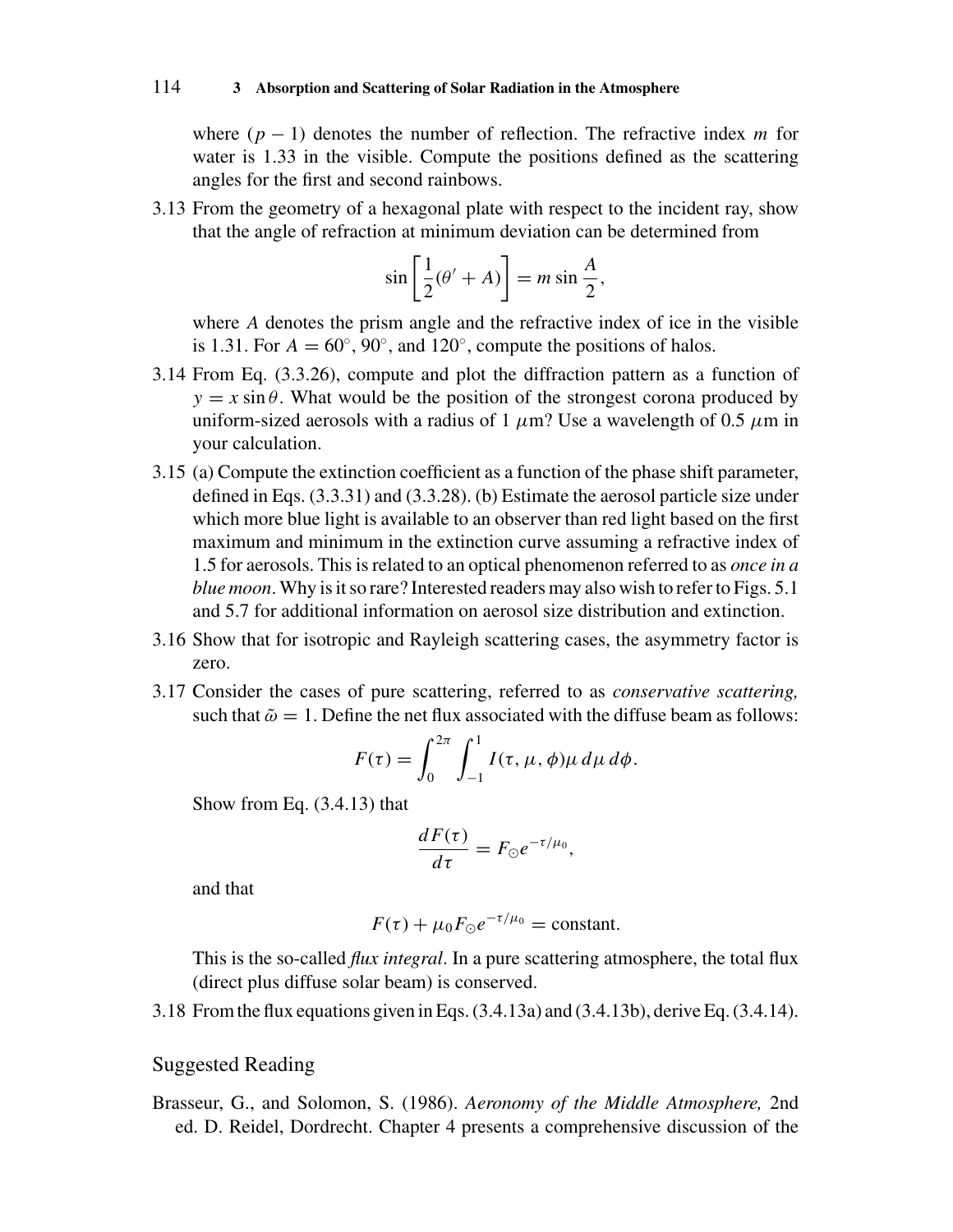where $(p - 1)$ denotes the number of reflection. The refractive index $m$ for water is 1.33 in the visible. Compute the positions defined as the scattering angles for the first and second rainbows.

3.13 From the geometry of a hexagonal plate with respect to the incident ray, show that the angle of refraction at minimum deviation can be determined from

$$\sin\left[\frac{1}{2}(\theta' + A)\right] = m \sin\frac{A}{2},$$

where $A$ denotes the prism angle and the refractive index of ice in the visible is 1.31. For $A = 60^\circ$, $90^\circ$, and $120^\circ$, compute the positions of halos.

3.14 From Eq. (3.3.26), compute and plot the diffraction pattern as a function of $y = x \sin\theta$. What would be the position of the strongest corona produced by uniform-sized aerosols with a radius of 1 $\mu$m? Use a wavelength of 0.5 $\mu$m in your calculation.

3.15 (a) Compute the extinction coefficient as a function of the phase shift parameter, defined in Eqs. (3.3.31) and (3.3.28). (b) Estimate the aerosol particle size under which more blue light is available to an observer than red light based on the first maximum and minimum in the extinction curve assuming a refractive index of 1.5 for aerosols. This is related to an optical phenomenon referred to as *once in a blue moon*. Why is it so rare? Interested readers may also wish to refer to Figs. 5.1 and 5.7 for additional information on aerosol size distribution and extinction.

3.16 Show that for isotropic and Rayleigh scattering cases, the asymmetry factor is zero.

3.17 Consider the cases of pure scattering, referred to as *conservative scattering,* such that $\tilde{\omega} = 1$. Define the net flux associated with the diffuse beam as follows:

$$F(\tau) = \int_0^{2\pi} \int_{-1}^{1} I(\tau, \mu, \phi)\mu \, d\mu \, d\phi.$$

Show from Eq. (3.4.13) that

$$\frac{dF(\tau)}{d\tau} = F_\odot e^{-\tau/\mu_0},$$

and that

$$F(\tau) + \mu_0 F_\odot e^{-\tau/\mu_0} = \text{constant}.$$

This is the so-called *flux integral*. In a pure scattering atmosphere, the total flux (direct plus diffuse solar beam) is conserved.

3.18 From the flux equations given in Eqs. (3.4.13a) and (3.4.13b), derive Eq. (3.4.14).

## Suggested Reading

Brasseur, G., and Solomon, S. (1986). *Aeronomy of the Middle Atmosphere,* 2nd ed. D. Reidel, Dordrecht. Chapter 4 presents a comprehensive discussion of the